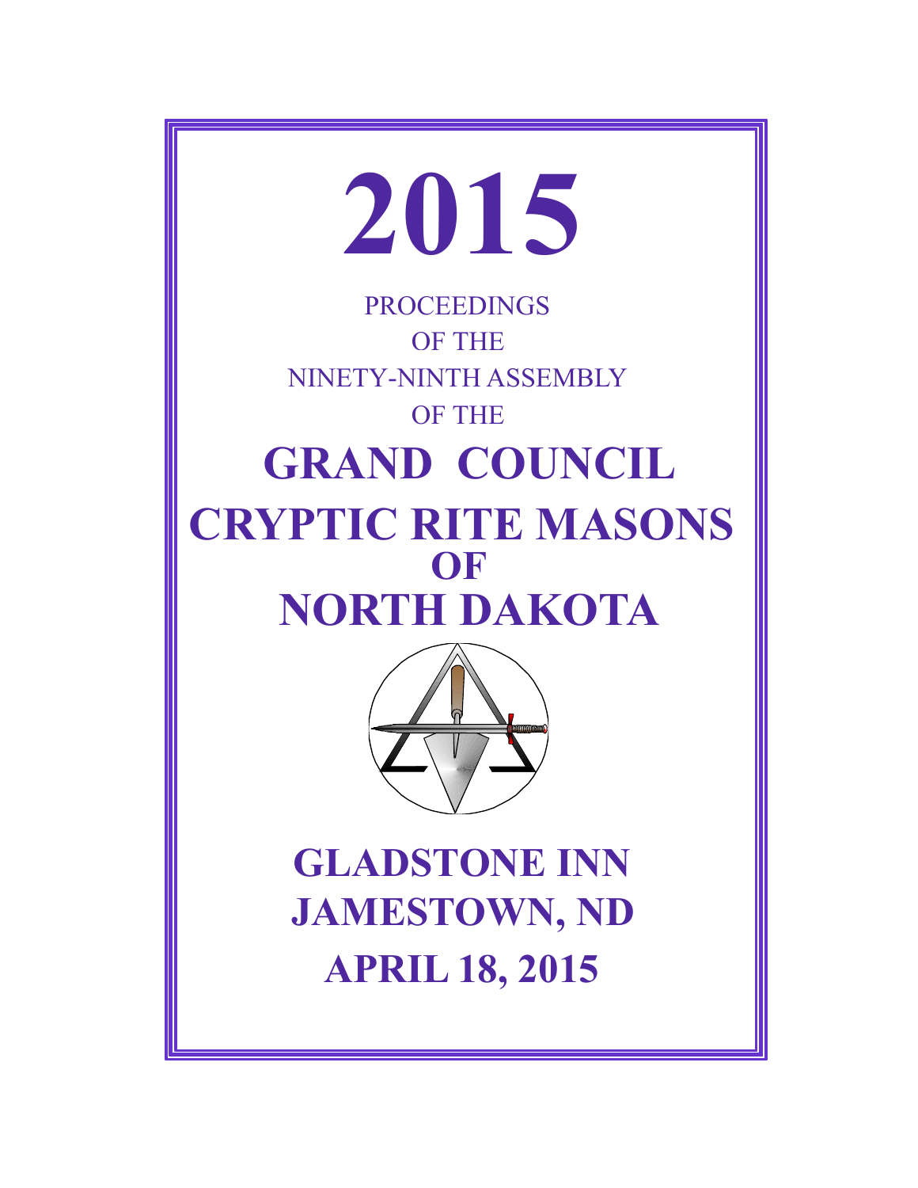# 2015

PROCEEDINGS
OF THE
NINETY-NINTH ASSEMBLY
OF THE

# GRAND COUNCIL
# CRYPTIC RITE MASONS
# OF
# NORTH DAKOTA

## GLADSTONE INN
## JAMESTOWN, ND
## APRIL 18, 2015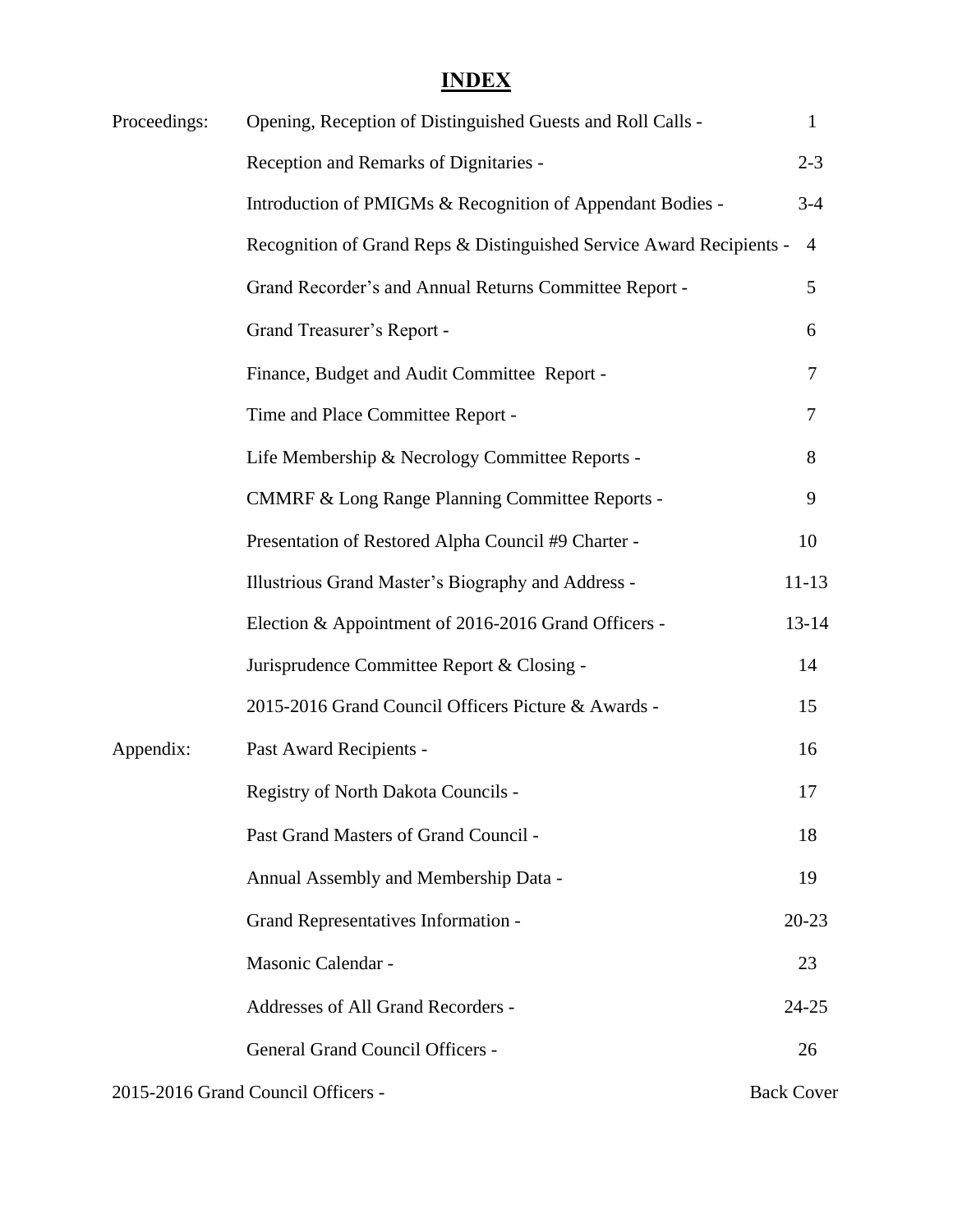# INDEX

| | | |
|---|---|---|
| Proceedings: | Opening, Reception of Distinguished Guests and Roll Calls - | 1 |
| | Reception and Remarks of Dignitaries - | 2-3 |
| | Introduction of PMIGMs & Recognition of Appendant Bodies - | 3-4 |
| | Recognition of Grand Reps & Distinguished Service Award Recipients - | 4 |
| | Grand Recorder's and Annual Returns Committee Report - | 5 |
| | Grand Treasurer's Report - | 6 |
| | Finance, Budget and Audit Committee Report - | 7 |
| | Time and Place Committee Report - | 7 |
| | Life Membership & Necrology Committee Reports - | 8 |
| | CMMRF & Long Range Planning Committee Reports - | 9 |
| | Presentation of Restored Alpha Council #9 Charter - | 10 |
| | Illustrious Grand Master's Biography and Address - | 11-13 |
| | Election & Appointment of 2016-2016 Grand Officers - | 13-14 |
| | Jurisprudence Committee Report & Closing - | 14 |
| | 2015-2016 Grand Council Officers Picture & Awards - | 15 |
| Appendix: | Past Award Recipients - | 16 |
| | Registry of North Dakota Councils - | 17 |
| | Past Grand Masters of Grand Council - | 18 |
| | Annual Assembly and Membership Data - | 19 |
| | Grand Representatives Information - | 20-23 |
| | Masonic Calendar - | 23 |
| | Addresses of All Grand Recorders - | 24-25 |
| | General Grand Council Officers - | 26 |
| 2015-2016 Grand Council Officers - | | Back Cover |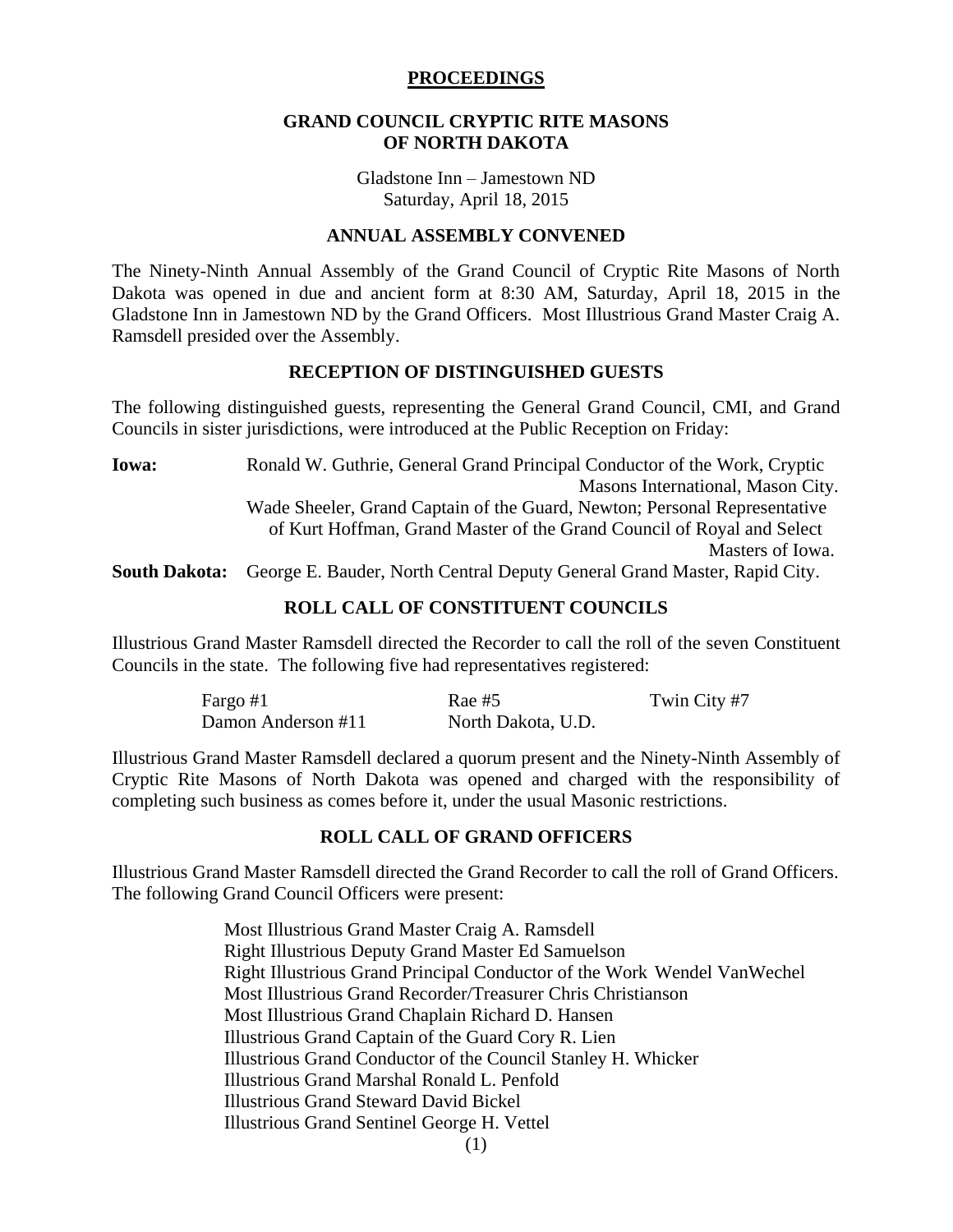# PROCEEDINGS

## GRAND COUNCIL CRYPTIC RITE MASONS OF NORTH DAKOTA

Gladstone Inn – Jamestown ND
Saturday, April 18, 2015

### ANNUAL ASSEMBLY CONVENED

The Ninety-Ninth Annual Assembly of the Grand Council of Cryptic Rite Masons of North Dakota was opened in due and ancient form at 8:30 AM, Saturday, April 18, 2015 in the Gladstone Inn in Jamestown ND by the Grand Officers. Most Illustrious Grand Master Craig A. Ramsdell presided over the Assembly.

### RECEPTION OF DISTINGUISHED GUESTS

The following distinguished guests, representing the General Grand Council, CMI, and Grand Councils in sister jurisdictions, were introduced at the Public Reception on Friday:

**Iowa:** Ronald W. Guthrie, General Grand Principal Conductor of the Work, Cryptic Masons International, Mason City.
Wade Sheeler, Grand Captain of the Guard, Newton; Personal Representative of Kurt Hoffman, Grand Master of the Grand Council of Royal and Select Masters of Iowa.

**South Dakota:** George E. Bauder, North Central Deputy General Grand Master, Rapid City.

### ROLL CALL OF CONSTITUENT COUNCILS

Illustrious Grand Master Ramsdell directed the Recorder to call the roll of the seven Constituent Councils in the state. The following five had representatives registered:

| | | |
|---|---|---|
| Fargo #1 | Rae #5 | Twin City #7 |
| Damon Anderson #11 | North Dakota, U.D. | |

Illustrious Grand Master Ramsdell declared a quorum present and the Ninety-Ninth Assembly of Cryptic Rite Masons of North Dakota was opened and charged with the responsibility of completing such business as comes before it, under the usual Masonic restrictions.

### ROLL CALL OF GRAND OFFICERS

Illustrious Grand Master Ramsdell directed the Grand Recorder to call the roll of Grand Officers. The following Grand Council Officers were present:

Most Illustrious Grand Master Craig A. Ramsdell
Right Illustrious Deputy Grand Master Ed Samuelson
Right Illustrious Grand Principal Conductor of the Work Wendel VanWechel
Most Illustrious Grand Recorder/Treasurer Chris Christianson
Most Illustrious Grand Chaplain Richard D. Hansen
Illustrious Grand Captain of the Guard Cory R. Lien
Illustrious Grand Conductor of the Council Stanley H. Whicker
Illustrious Grand Marshal Ronald L. Penfold
Illustrious Grand Steward David Bickel
Illustrious Grand Sentinel George H. Vettel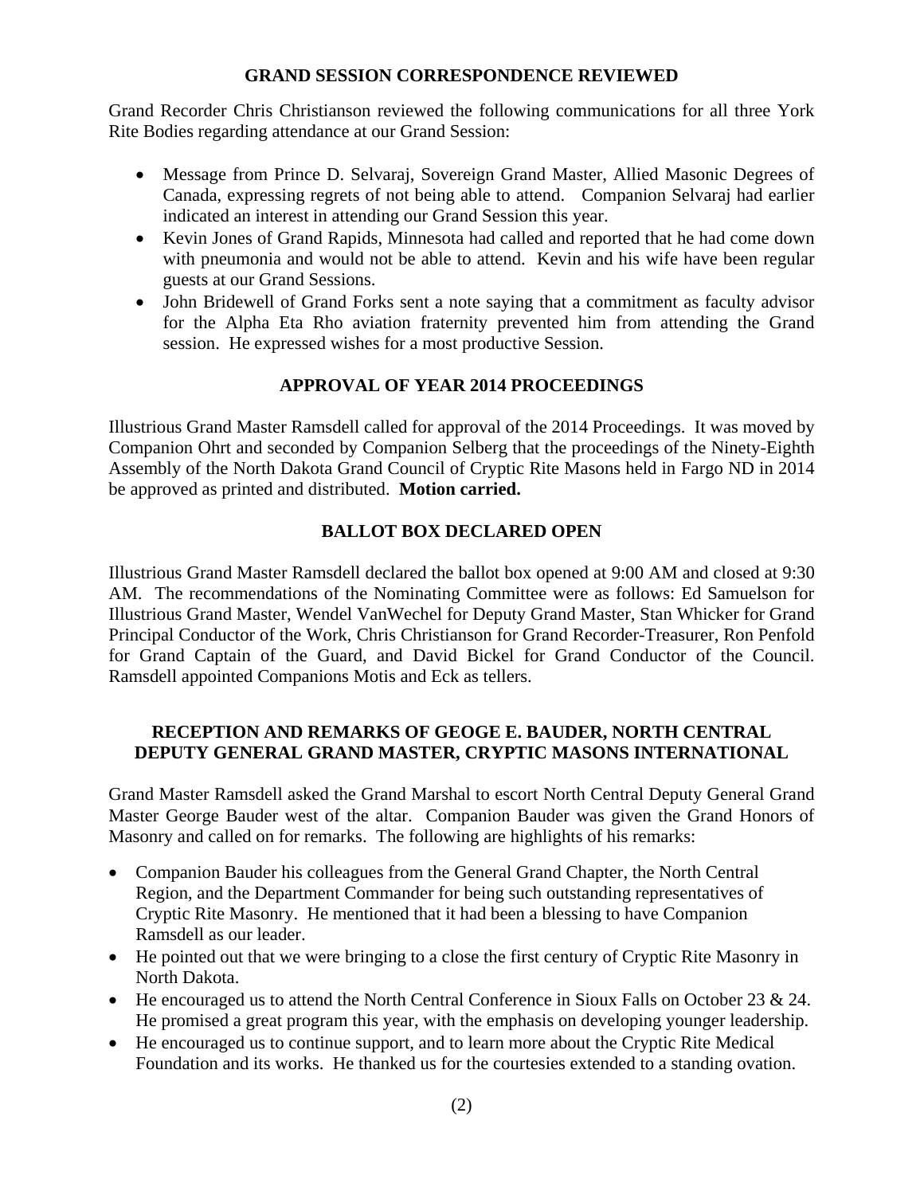## GRAND SESSION CORRESPONDENCE REVIEWED

Grand Recorder Chris Christianson reviewed the following communications for all three York Rite Bodies regarding attendance at our Grand Session:

- Message from Prince D. Selvaraj, Sovereign Grand Master, Allied Masonic Degrees of Canada, expressing regrets of not being able to attend. Companion Selvaraj had earlier indicated an interest in attending our Grand Session this year.
- Kevin Jones of Grand Rapids, Minnesota had called and reported that he had come down with pneumonia and would not be able to attend. Kevin and his wife have been regular guests at our Grand Sessions.
- John Bridewell of Grand Forks sent a note saying that a commitment as faculty advisor for the Alpha Eta Rho aviation fraternity prevented him from attending the Grand session. He expressed wishes for a most productive Session.

## APPROVAL OF YEAR 2014 PROCEEDINGS

Illustrious Grand Master Ramsdell called for approval of the 2014 Proceedings. It was moved by Companion Ohrt and seconded by Companion Selberg that the proceedings of the Ninety-Eighth Assembly of the North Dakota Grand Council of Cryptic Rite Masons held in Fargo ND in 2014 be approved as printed and distributed. **Motion carried.**

## BALLOT BOX DECLARED OPEN

Illustrious Grand Master Ramsdell declared the ballot box opened at 9:00 AM and closed at 9:30 AM. The recommendations of the Nominating Committee were as follows: Ed Samuelson for Illustrious Grand Master, Wendel VanWechel for Deputy Grand Master, Stan Whicker for Grand Principal Conductor of the Work, Chris Christianson for Grand Recorder-Treasurer, Ron Penfold for Grand Captain of the Guard, and David Bickel for Grand Conductor of the Council. Ramsdell appointed Companions Motis and Eck as tellers.

## RECEPTION AND REMARKS OF GEOGE E. BAUDER, NORTH CENTRAL DEPUTY GENERAL GRAND MASTER, CRYPTIC MASONS INTERNATIONAL

Grand Master Ramsdell asked the Grand Marshal to escort North Central Deputy General Grand Master George Bauder west of the altar. Companion Bauder was given the Grand Honors of Masonry and called on for remarks. The following are highlights of his remarks:

- Companion Bauder his colleagues from the General Grand Chapter, the North Central Region, and the Department Commander for being such outstanding representatives of Cryptic Rite Masonry. He mentioned that it had been a blessing to have Companion Ramsdell as our leader.
- He pointed out that we were bringing to a close the first century of Cryptic Rite Masonry in North Dakota.
- He encouraged us to attend the North Central Conference in Sioux Falls on October 23 & 24. He promised a great program this year, with the emphasis on developing younger leadership.
- He encouraged us to continue support, and to learn more about the Cryptic Rite Medical Foundation and its works. He thanked us for the courtesies extended to a standing ovation.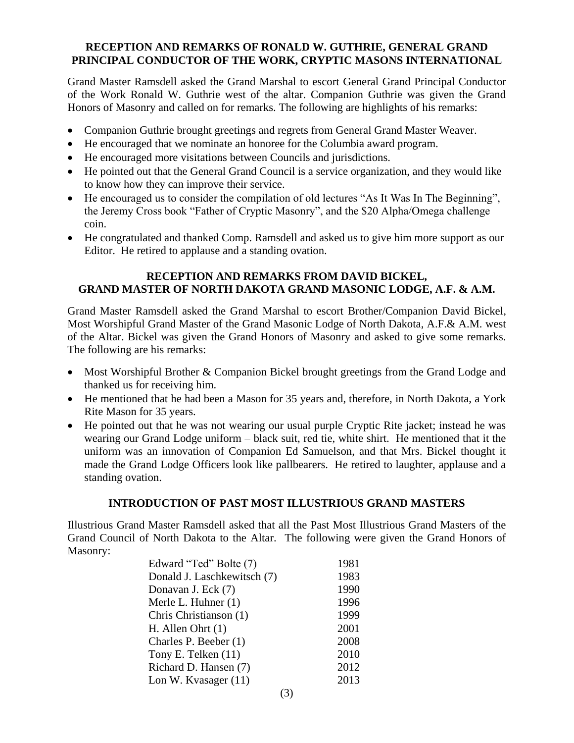### RECEPTION AND REMARKS OF RONALD W. GUTHRIE, GENERAL GRAND PRINCIPAL CONDUCTOR OF THE WORK, CRYPTIC MASONS INTERNATIONAL

Grand Master Ramsdell asked the Grand Marshal to escort General Grand Principal Conductor of the Work Ronald W. Guthrie west of the altar. Companion Guthrie was given the Grand Honors of Masonry and called on for remarks. The following are highlights of his remarks:

- Companion Guthrie brought greetings and regrets from General Grand Master Weaver.
- He encouraged that we nominate an honoree for the Columbia award program.
- He encouraged more visitations between Councils and jurisdictions.
- He pointed out that the General Grand Council is a service organization, and they would like to know how they can improve their service.
- He encouraged us to consider the compilation of old lectures "As It Was In The Beginning", the Jeremy Cross book "Father of Cryptic Masonry", and the $20 Alpha/Omega challenge coin.
- He congratulated and thanked Comp. Ramsdell and asked us to give him more support as our Editor. He retired to applause and a standing ovation.

### RECEPTION AND REMARKS FROM DAVID BICKEL, GRAND MASTER OF NORTH DAKOTA GRAND MASONIC LODGE, A.F. & A.M.

Grand Master Ramsdell asked the Grand Marshal to escort Brother/Companion David Bickel, Most Worshipful Grand Master of the Grand Masonic Lodge of North Dakota, A.F.& A.M. west of the Altar. Bickel was given the Grand Honors of Masonry and asked to give some remarks. The following are his remarks:

- Most Worshipful Brother & Companion Bickel brought greetings from the Grand Lodge and thanked us for receiving him.
- He mentioned that he had been a Mason for 35 years and, therefore, in North Dakota, a York Rite Mason for 35 years.
- He pointed out that he was not wearing our usual purple Cryptic Rite jacket; instead he was wearing our Grand Lodge uniform – black suit, red tie, white shirt. He mentioned that it the uniform was an innovation of Companion Ed Samuelson, and that Mrs. Bickel thought it made the Grand Lodge Officers look like pallbearers. He retired to laughter, applause and a standing ovation.

### INTRODUCTION OF PAST MOST ILLUSTRIOUS GRAND MASTERS

Illustrious Grand Master Ramsdell asked that all the Past Most Illustrious Grand Masters of the Grand Council of North Dakota to the Altar. The following were given the Grand Honors of Masonry:

| | |
|---|---|
| Edward "Ted" Bolte (7) | 1981 |
| Donald J. Laschkewitsch (7) | 1983 |
| Donavan J. Eck (7) | 1990 |
| Merle L. Huhner (1) | 1996 |
| Chris Christianson (1) | 1999 |
| H. Allen Ohrt (1) | 2001 |
| Charles P. Beeber (1) | 2008 |
| Tony E. Telken (11) | 2010 |
| Richard D. Hansen (7) | 2012 |
| Lon W. Kvasager (11) | 2013 |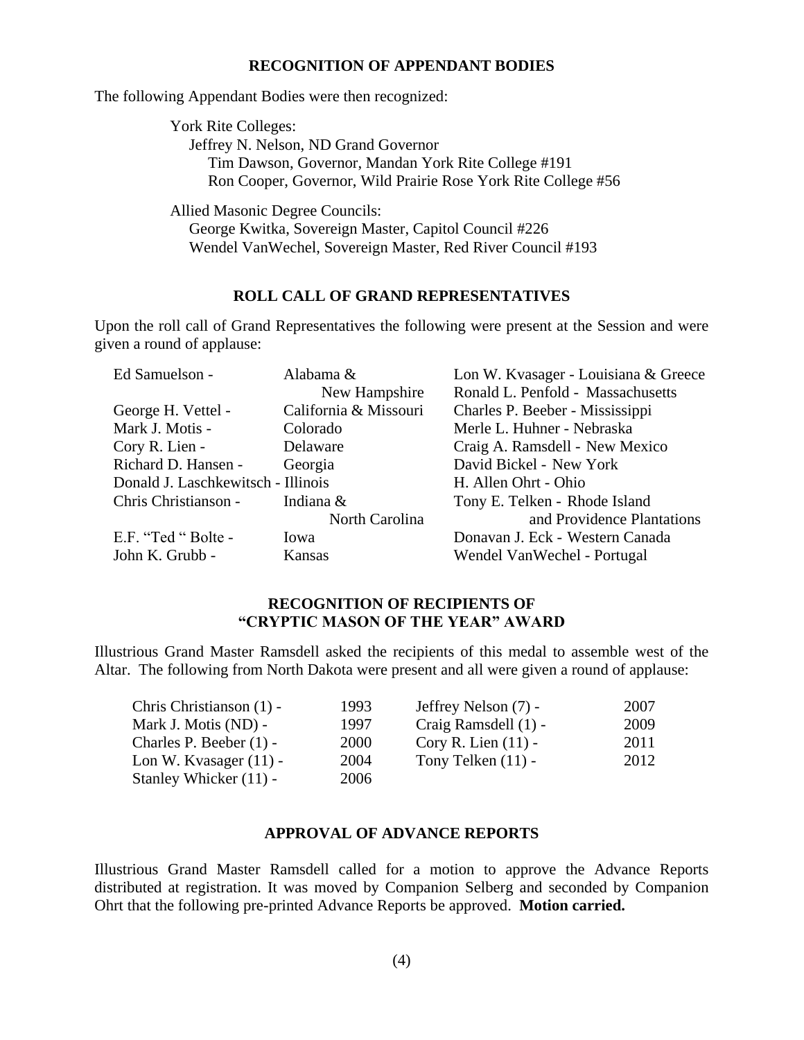## RECOGNITION OF APPENDANT BODIES

The following Appendant Bodies were then recognized:

York Rite Colleges:
Jeffrey N. Nelson, ND Grand Governor
Tim Dawson, Governor, Mandan York Rite College #191
Ron Cooper, Governor, Wild Prairie Rose York Rite College #56

Allied Masonic Degree Councils:
George Kwitka, Sovereign Master, Capitol Council #226
Wendel VanWechel, Sovereign Master, Red River Council #193

## ROLL CALL OF GRAND REPRESENTATIVES

Upon the roll call of Grand Representatives the following were present at the Session and were given a round of applause:

Ed Samuelson - Alabama & New Hampshire
George H. Vettel - California & Missouri
Mark J. Motis - Colorado
Cory R. Lien - Delaware
Richard D. Hansen - Georgia
Donald J. Laschkewitsch - Illinois
Chris Christianson - Indiana & North Carolina
E.F. "Ted " Bolte - Iowa
John K. Grubb - Kansas
Lon W. Kvasager - Louisiana & Greece
Ronald L. Penfold - Massachusetts
Charles P. Beeber - Mississippi
Merle L. Huhner - Nebraska
Craig A. Ramsdell - New Mexico
David Bickel - New York
H. Allen Ohrt - Ohio
Tony E. Telken - Rhode Island and Providence Plantations
Donavan J. Eck - Western Canada
Wendel VanWechel - Portugal

## RECOGNITION OF RECIPIENTS OF "CRYPTIC MASON OF THE YEAR" AWARD

Illustrious Grand Master Ramsdell asked the recipients of this medal to assemble west of the Altar. The following from North Dakota were present and all were given a round of applause:

| | |
|---|---|
| Chris Christianson (1) - | 1993 |
| Mark J. Motis (ND) - | 1997 |
| Charles P. Beeber (1) - | 2000 |
| Lon W. Kvasager (11) - | 2004 |
| Stanley Whicker (11) - | 2006 |
| Jeffrey Nelson (7) - | 2007 |
| Craig Ramsdell (1) - | 2009 |
| Cory R. Lien (11) - | 2011 |
| Tony Telken (11) - | 2012 |

## APPROVAL OF ADVANCE REPORTS

Illustrious Grand Master Ramsdell called for a motion to approve the Advance Reports distributed at registration. It was moved by Companion Selberg and seconded by Companion Ohrt that the following pre-printed Advance Reports be approved. **Motion carried.**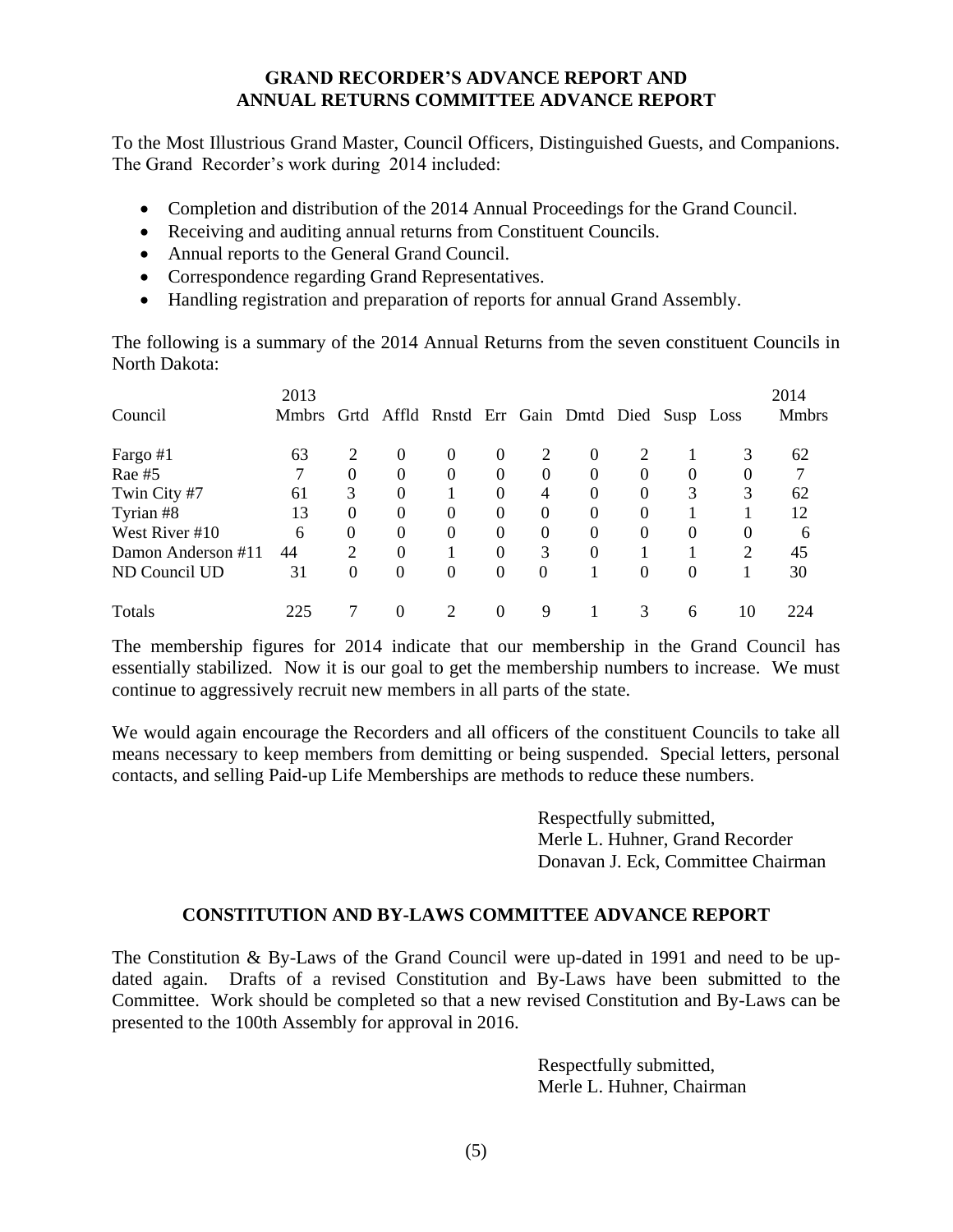**GRAND RECORDER'S ADVANCE REPORT AND ANNUAL RETURNS COMMITTEE ADVANCE REPORT**

To the Most Illustrious Grand Master, Council Officers, Distinguished Guests, and Companions. The Grand Recorder's work during 2014 included:

- Completion and distribution of the 2014 Annual Proceedings for the Grand Council.
- Receiving and auditing annual returns from Constituent Councils.
- Annual reports to the General Grand Council.
- Correspondence regarding Grand Representatives.
- Handling registration and preparation of reports for annual Grand Assembly.

The following is a summary of the 2014 Annual Returns from the seven constituent Councils in North Dakota:

| Council | 2013 Mmbrs | Grtd | Affld | Rnstd | Err | Gain | Dmtd | Died | Susp | Loss | 2014 Mmbrs |
|---|---|---|---|---|---|---|---|---|---|---|---|
| Fargo #1 | 63 | 2 | 0 | 0 | 0 | 2 | 0 | 2 | 1 | 3 | 62 |
| Rae #5 | 7 | 0 | 0 | 0 | 0 | 0 | 0 | 0 | 0 | 0 | 7 |
| Twin City #7 | 61 | 3 | 0 | 1 | 0 | 4 | 0 | 0 | 3 | 3 | 62 |
| Tyrian #8 | 13 | 0 | 0 | 0 | 0 | 0 | 0 | 0 | 1 | 1 | 12 |
| West River #10 | 6 | 0 | 0 | 0 | 0 | 0 | 0 | 0 | 0 | 0 | 6 |
| Damon Anderson #11 | 44 | 2 | 0 | 1 | 0 | 3 | 0 | 1 | 1 | 2 | 45 |
| ND Council UD | 31 | 0 | 0 | 0 | 0 | 0 | 1 | 0 | 0 | 1 | 30 |
| Totals | 225 | 7 | 0 | 2 | 0 | 9 | 1 | 3 | 6 | 10 | 224 |

The membership figures for 2014 indicate that our membership in the Grand Council has essentially stabilized. Now it is our goal to get the membership numbers to increase. We must continue to aggressively recruit new members in all parts of the state.

We would again encourage the Recorders and all officers of the constituent Councils to take all means necessary to keep members from demitting or being suspended. Special letters, personal contacts, and selling Paid-up Life Memberships are methods to reduce these numbers.

Respectfully submitted,
Merle L. Huhner, Grand Recorder
Donavan J. Eck, Committee Chairman

**CONSTITUTION AND BY-LAWS COMMITTEE ADVANCE REPORT**

The Constitution & By-Laws of the Grand Council were up-dated in 1991 and need to be up-dated again. Drafts of a revised Constitution and By-Laws have been submitted to the Committee. Work should be completed so that a new revised Constitution and By-Laws can be presented to the 100th Assembly for approval in 2016.

Respectfully submitted,
Merle L. Huhner, Chairman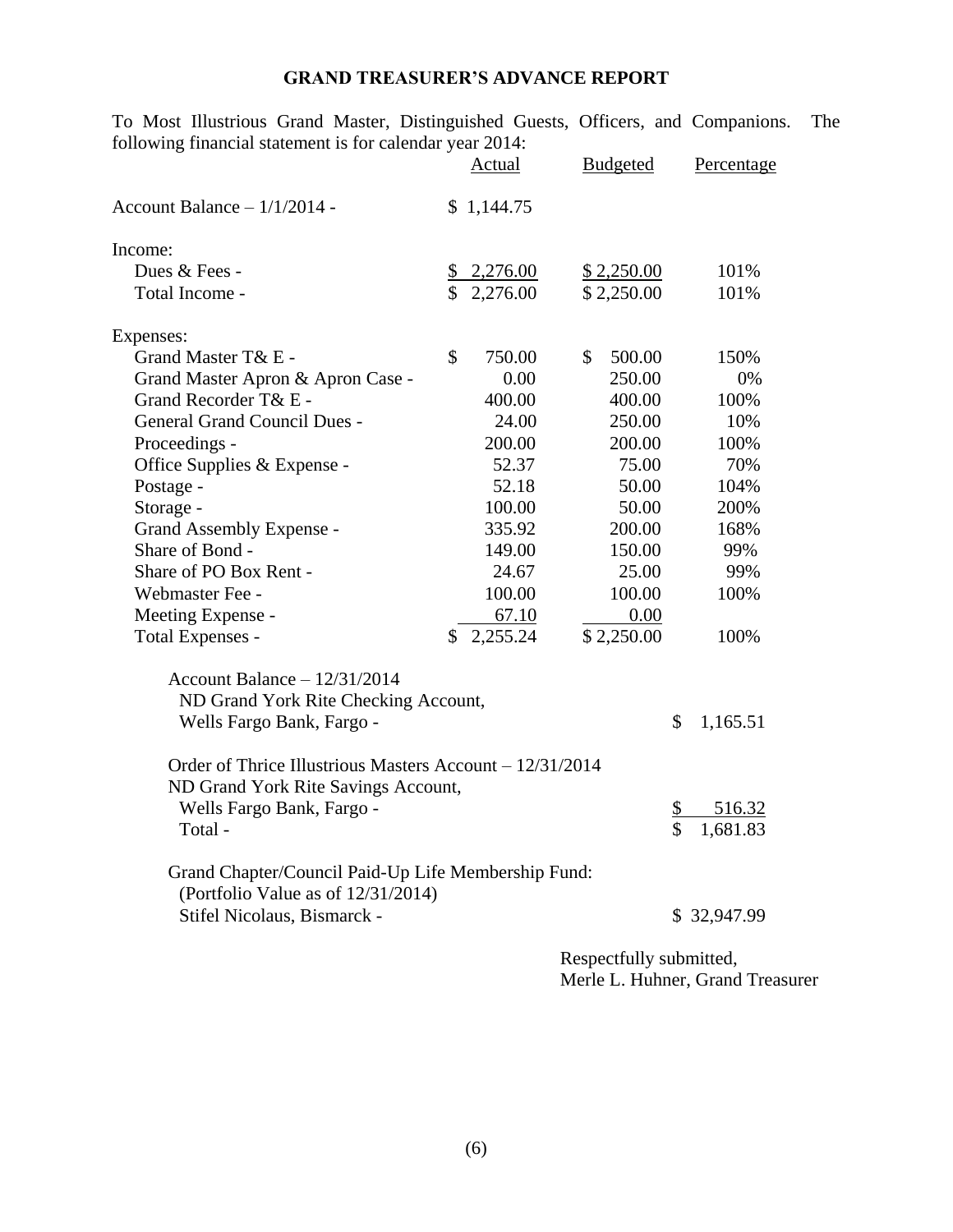## GRAND TREASURER'S ADVANCE REPORT

To Most Illustrious Grand Master, Distinguished Guests, Officers, and Companions. The following financial statement is for calendar year 2014:

| | Actual | Budgeted | Percentage |
|---|---|---|---|
| Account Balance – 1/1/2014 - | $ 1,144.75 | | |
| **Income:** | | | |
| Dues & Fees - | $ 2,276.00 | $ 2,250.00 | 101% |
| Total Income - | $ 2,276.00 | $ 2,250.00 | 101% |
| **Expenses:** | | | |
| Grand Master T& E - | $ 750.00 | $ 500.00 | 150% |
| Grand Master Apron & Apron Case - | 0.00 | 250.00 | 0% |
| Grand Recorder T& E - | 400.00 | 400.00 | 100% |
| General Grand Council Dues - | 24.00 | 250.00 | 10% |
| Proceedings - | 200.00 | 200.00 | 100% |
| Office Supplies & Expense - | 52.37 | 75.00 | 70% |
| Postage - | 52.18 | 50.00 | 104% |
| Storage - | 100.00 | 50.00 | 200% |
| Grand Assembly Expense - | 335.92 | 200.00 | 168% |
| Share of Bond - | 149.00 | 150.00 | 99% |
| Share of PO Box Rent - | 24.67 | 25.00 | 99% |
| Webmaster Fee - | 100.00 | 100.00 | 100% |
| Meeting Expense - | 67.10 | 0.00 | |
| Total Expenses - | $ 2,255.24 | $ 2,250.00 | 100% |

| | |
|---|---|
| Account Balance – 12/31/2014<br>ND Grand York Rite Checking Account,<br>Wells Fargo Bank, Fargo - | $ 1,165.51 |
| Order of Thrice Illustrious Masters Account – 12/31/2014<br>ND Grand York Rite Savings Account,<br>Wells Fargo Bank, Fargo - | $ 516.32 |
| Total - | $ 1,681.83 |
| Grand Chapter/Council Paid-Up Life Membership Fund:<br>(Portfolio Value as of 12/31/2014)<br>Stifel Nicolaus, Bismarck - | $ 32,947.99 |

Respectfully submitted,
Merle L. Huhner, Grand Treasurer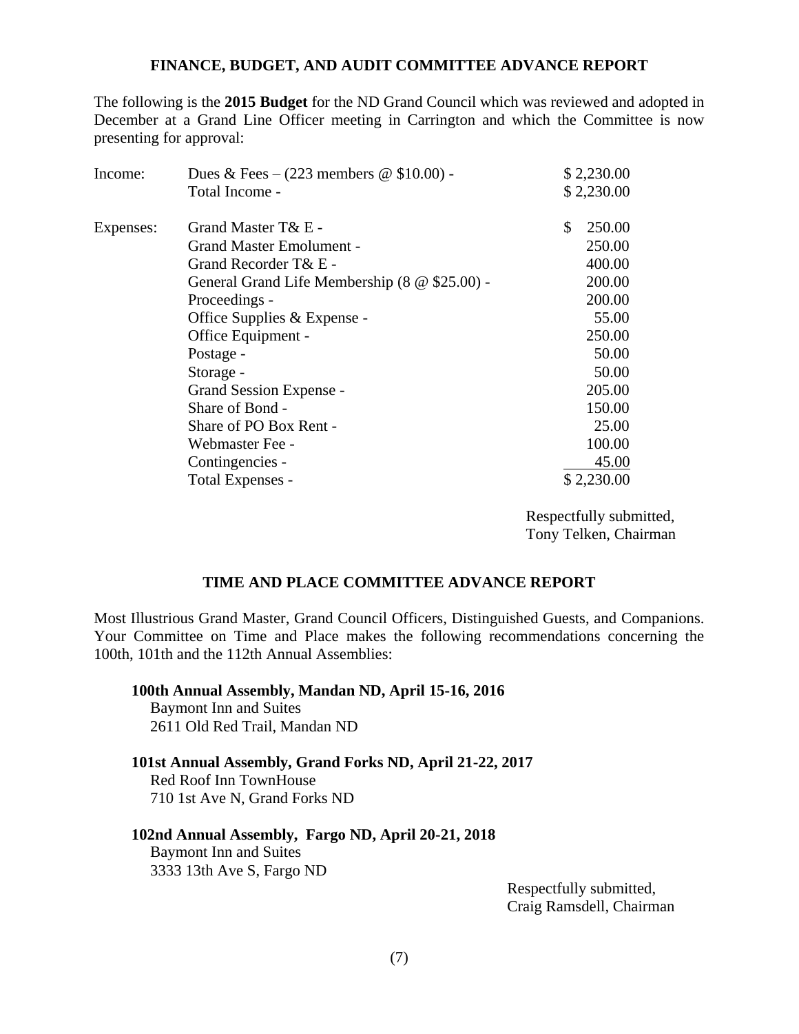## FINANCE, BUDGET, AND AUDIT COMMITTEE ADVANCE REPORT

The following is the **2015 Budget** for the ND Grand Council which was reviewed and adopted in December at a Grand Line Officer meeting in Carrington and which the Committee is now presenting for approval:

| | | |
|---|---|---|
| Income: | Dues & Fees – (223 members @ $10.00) - | $ 2,230.00 |
| | Total Income - | $ 2,230.00 |
| | | |
| Expenses: | Grand Master T& E - | $ 250.00 |
| | Grand Master Emolument - | 250.00 |
| | Grand Recorder T& E - | 400.00 |
| | General Grand Life Membership (8 @ $25.00) - | 200.00 |
| | Proceedings - | 200.00 |
| | Office Supplies & Expense - | 55.00 |
| | Office Equipment - | 250.00 |
| | Postage - | 50.00 |
| | Storage - | 50.00 |
| | Grand Session Expense - | 205.00 |
| | Share of Bond - | 150.00 |
| | Share of PO Box Rent - | 25.00 |
| | Webmaster Fee - | 100.00 |
| | Contingencies - | 45.00 |
| | Total Expenses - | $ 2,230.00 |

Respectfully submitted,
Tony Telken, Chairman

## TIME AND PLACE COMMITTEE ADVANCE REPORT

Most Illustrious Grand Master, Grand Council Officers, Distinguished Guests, and Companions. Your Committee on Time and Place makes the following recommendations concerning the 100th, 101th and the 112th Annual Assemblies:

**100th Annual Assembly, Mandan ND, April 15-16, 2016**
Baymont Inn and Suites
2611 Old Red Trail, Mandan ND

**101st Annual Assembly, Grand Forks ND, April 21-22, 2017**
Red Roof Inn TownHouse
710 1st Ave N, Grand Forks ND

**102nd Annual Assembly, Fargo ND, April 20-21, 2018**
Baymont Inn and Suites
3333 13th Ave S, Fargo ND

Respectfully submitted,
Craig Ramsdell, Chairman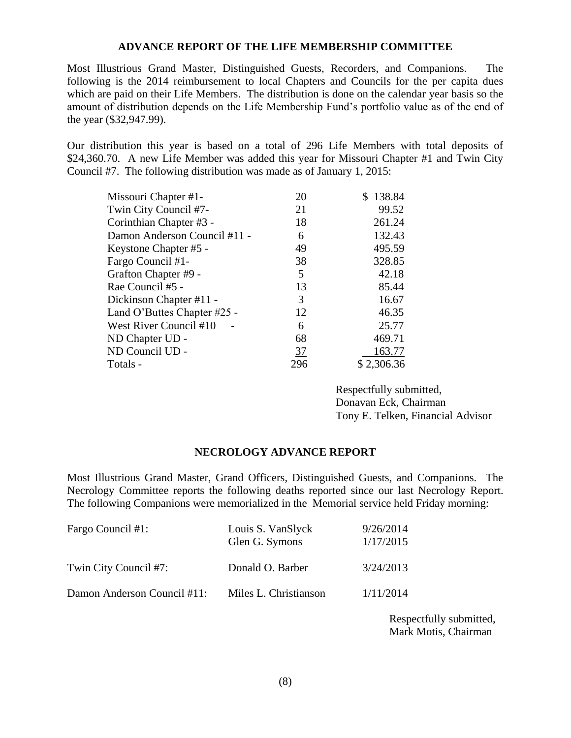## ADVANCE REPORT OF THE LIFE MEMBERSHIP COMMITTEE

Most Illustrious Grand Master, Distinguished Guests, Recorders, and Companions. The following is the 2014 reimbursement to local Chapters and Councils for the per capita dues which are paid on their Life Members. The distribution is done on the calendar year basis so the amount of distribution depends on the Life Membership Fund's portfolio value as of the end of the year ($32,947.99).

Our distribution this year is based on a total of 296 Life Members with total deposits of $24,360.70. A new Life Member was added this year for Missouri Chapter #1 and Twin City Council #7. The following distribution was made as of January 1, 2015:

| | | |
|---|---|---|
| Missouri Chapter #1- | 20 | $ 138.84 |
| Twin City Council #7- | 21 | 99.52 |
| Corinthian Chapter #3 - | 18 | 261.24 |
| Damon Anderson Council #11 - | 6 | 132.43 |
| Keystone Chapter #5 - | 49 | 495.59 |
| Fargo Council #1- | 38 | 328.85 |
| Grafton Chapter #9 - | 5 | 42.18 |
| Rae Council #5 - | 13 | 85.44 |
| Dickinson Chapter #11 - | 3 | 16.67 |
| Land O'Buttes Chapter #25 - | 12 | 46.35 |
| West River Council #10 - | 6 | 25.77 |
| ND Chapter UD - | 68 | 469.71 |
| ND Council UD - | 37 | 163.77 |
| Totals - | 296 | $ 2,306.36 |

Respectfully submitted,
Donavan Eck, Chairman
Tony E. Telken, Financial Advisor

## NECROLOGY ADVANCE REPORT

Most Illustrious Grand Master, Grand Officers, Distinguished Guests, and Companions. The Necrology Committee reports the following deaths reported since our last Necrology Report. The following Companions were memorialized in the Memorial service held Friday morning:

| | | |
|---|---|---|
| Fargo Council #1: | Louis S. VanSlyck | 9/26/2014 |
| | Glen G. Symons | 1/17/2015 |
| Twin City Council #7: | Donald O. Barber | 3/24/2013 |
| Damon Anderson Council #11: | Miles L. Christianson | 1/11/2014 |

Respectfully submitted,
Mark Motis, Chairman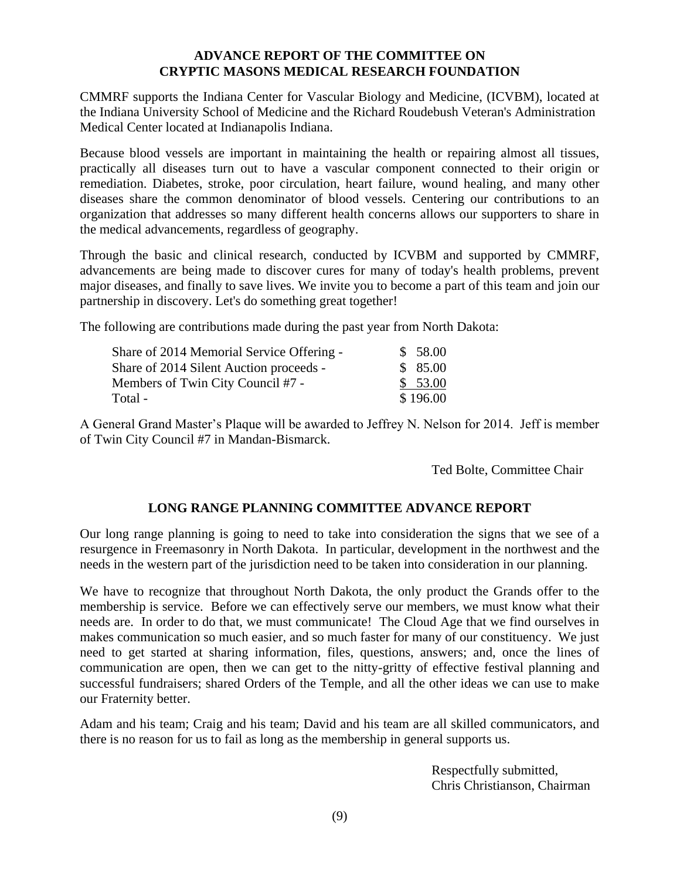## ADVANCE REPORT OF THE COMMITTEE ON CRYPTIC MASONS MEDICAL RESEARCH FOUNDATION

CMMRF supports the Indiana Center for Vascular Biology and Medicine, (ICVBM), located at the Indiana University School of Medicine and the Richard Roudebush Veteran's Administration Medical Center located at Indianapolis Indiana.

Because blood vessels are important in maintaining the health or repairing almost all tissues, practically all diseases turn out to have a vascular component connected to their origin or remediation. Diabetes, stroke, poor circulation, heart failure, wound healing, and many other diseases share the common denominator of blood vessels. Centering our contributions to an organization that addresses so many different health concerns allows our supporters to share in the medical advancements, regardless of geography.

Through the basic and clinical research, conducted by ICVBM and supported by CMMRF, advancements are being made to discover cures for many of today's health problems, prevent major diseases, and finally to save lives. We invite you to become a part of this team and join our partnership in discovery. Let's do something great together!

The following are contributions made during the past year from North Dakota:

| | |
|---|---|
| Share of 2014 Memorial Service Offering - | $ 58.00 |
| Share of 2014 Silent Auction proceeds - | $ 85.00 |
| Members of Twin City Council #7 - | $ 53.00 |
| Total - | $ 196.00 |

A General Grand Master's Plaque will be awarded to Jeffrey N. Nelson for 2014. Jeff is member of Twin City Council #7 in Mandan-Bismarck.

Ted Bolte, Committee Chair

## LONG RANGE PLANNING COMMITTEE ADVANCE REPORT

Our long range planning is going to need to take into consideration the signs that we see of a resurgence in Freemasonry in North Dakota. In particular, development in the northwest and the needs in the western part of the jurisdiction need to be taken into consideration in our planning.

We have to recognize that throughout North Dakota, the only product the Grands offer to the membership is service. Before we can effectively serve our members, we must know what their needs are. In order to do that, we must communicate! The Cloud Age that we find ourselves in makes communication so much easier, and so much faster for many of our constituency. We just need to get started at sharing information, files, questions, answers; and, once the lines of communication are open, then we can get to the nitty-gritty of effective festival planning and successful fundraisers; shared Orders of the Temple, and all the other ideas we can use to make our Fraternity better.

Adam and his team; Craig and his team; David and his team are all skilled communicators, and there is no reason for us to fail as long as the membership in general supports us.

Respectfully submitted,
Chris Christianson, Chairman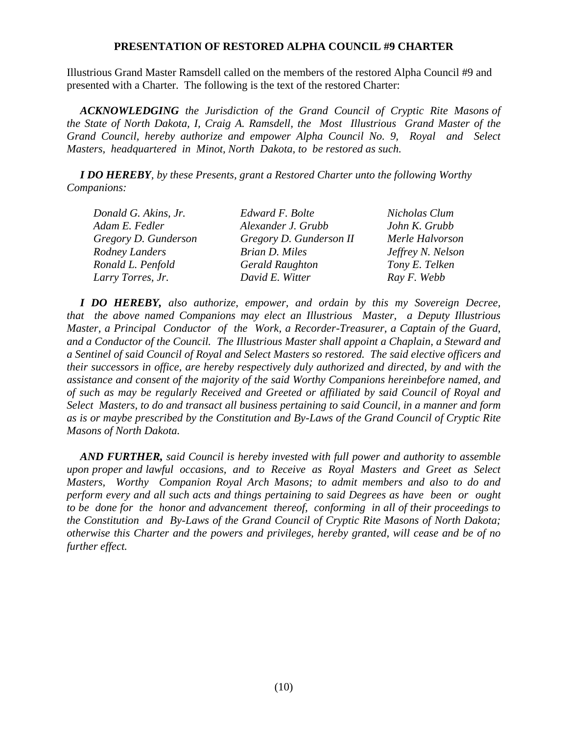## PRESENTATION OF RESTORED ALPHA COUNCIL #9 CHARTER

Illustrious Grand Master Ramsdell called on the members of the restored Alpha Council #9 and presented with a Charter. The following is the text of the restored Charter:

***ACKNOWLEDGING*** *the Jurisdiction of the Grand Council of Cryptic Rite Masons of the State of North Dakota, I, Craig A. Ramsdell, the Most Illustrious Grand Master of the Grand Council, hereby authorize and empower Alpha Council No. 9, Royal and Select Masters, headquartered in Minot, North Dakota, to be restored as such.*

***I DO HEREBY****, by these Presents, grant a Restored Charter unto the following Worthy Companions:*

| | | |
|---|---|---|
| *Donald G. Akins, Jr.* | *Edward F. Bolte* | *Nicholas Clum* |
| *Adam E. Fedler* | *Alexander J. Grubb* | *John K. Grubb* |
| *Gregory D. Gunderson* | *Gregory D. Gunderson II* | *Merle Halvorson* |
| *Rodney Landers* | *Brian D. Miles* | *Jeffrey N. Nelson* |
| *Ronald L. Penfold* | *Gerald Raughton* | *Tony E. Telken* |
| *Larry Torres, Jr.* | *David E. Witter* | *Ray F. Webb* |

***I DO HEREBY,*** *also authorize, empower, and ordain by this my Sovereign Decree, that the above named Companions may elect an Illustrious Master, a Deputy Illustrious Master, a Principal Conductor of the Work, a Recorder-Treasurer, a Captain of the Guard, and a Conductor of the Council. The Illustrious Master shall appoint a Chaplain, a Steward and a Sentinel of said Council of Royal and Select Masters so restored. The said elective officers and their successors in office, are hereby respectively duly authorized and directed, by and with the assistance and consent of the majority of the said Worthy Companions hereinbefore named, and of such as may be regularly Received and Greeted or affiliated by said Council of Royal and Select Masters, to do and transact all business pertaining to said Council, in a manner and form as is or maybe prescribed by the Constitution and By-Laws of the Grand Council of Cryptic Rite Masons of North Dakota.*

***AND FURTHER,*** *said Council is hereby invested with full power and authority to assemble upon proper and lawful occasions, and to Receive as Royal Masters and Greet as Select Masters, Worthy Companion Royal Arch Masons; to admit members and also to do and perform every and all such acts and things pertaining to said Degrees as have been or ought to be done for the honor and advancement thereof, conforming in all of their proceedings to the Constitution and By-Laws of the Grand Council of Cryptic Rite Masons of North Dakota; otherwise this Charter and the powers and privileges, hereby granted, will cease and be of no further effect.*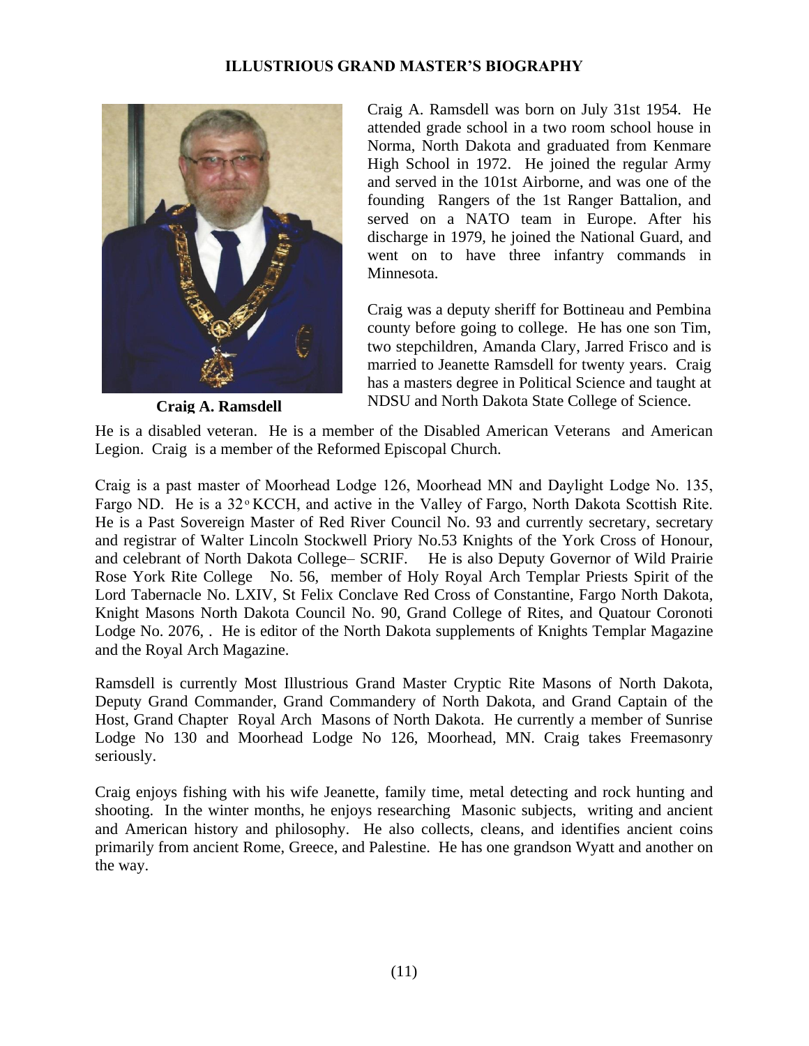# ILLUSTRIOUS GRAND MASTER'S BIOGRAPHY

**Craig A. Ramsdell**

Craig A. Ramsdell was born on July 31st 1954. He attended grade school in a two room school house in Norma, North Dakota and graduated from Kenmare High School in 1972. He joined the regular Army and served in the 101st Airborne, and was one of the founding Rangers of the 1st Ranger Battalion, and served on a NATO team in Europe. After his discharge in 1979, he joined the National Guard, and went on to have three infantry commands in Minnesota.

Craig was a deputy sheriff for Bottineau and Pembina county before going to college. He has one son Tim, two stepchildren, Amanda Clary, Jarred Frisco and is married to Jeanette Ramsdell for twenty years. Craig has a masters degree in Political Science and taught at NDSU and North Dakota State College of Science. He is a disabled veteran. He is a member of the Disabled American Veterans and American Legion. Craig is a member of the Reformed Episcopal Church.

Craig is a past master of Moorhead Lodge 126, Moorhead MN and Daylight Lodge No. 135, Fargo ND. He is a 32° KCCH, and active in the Valley of Fargo, North Dakota Scottish Rite. He is a Past Sovereign Master of Red River Council No. 93 and currently secretary, secretary and registrar of Walter Lincoln Stockwell Priory No.53 Knights of the York Cross of Honour, and celebrant of North Dakota College– SCRIF. He is also Deputy Governor of Wild Prairie Rose York Rite College No. 56, member of Holy Royal Arch Templar Priests Spirit of the Lord Tabernacle No. LXIV, St Felix Conclave Red Cross of Constantine, Fargo North Dakota, Knight Masons North Dakota Council No. 90, Grand College of Rites, and Quatour Coronoti Lodge No. 2076, . He is editor of the North Dakota supplements of Knights Templar Magazine and the Royal Arch Magazine.

Ramsdell is currently Most Illustrious Grand Master Cryptic Rite Masons of North Dakota, Deputy Grand Commander, Grand Commandery of North Dakota, and Grand Captain of the Host, Grand Chapter Royal Arch Masons of North Dakota. He currently a member of Sunrise Lodge No 130 and Moorhead Lodge No 126, Moorhead, MN. Craig takes Freemasonry seriously.

Craig enjoys fishing with his wife Jeanette, family time, metal detecting and rock hunting and shooting. In the winter months, he enjoys researching Masonic subjects, writing and ancient and American history and philosophy. He also collects, cleans, and identifies ancient coins primarily from ancient Rome, Greece, and Palestine. He has one grandson Wyatt and another on the way.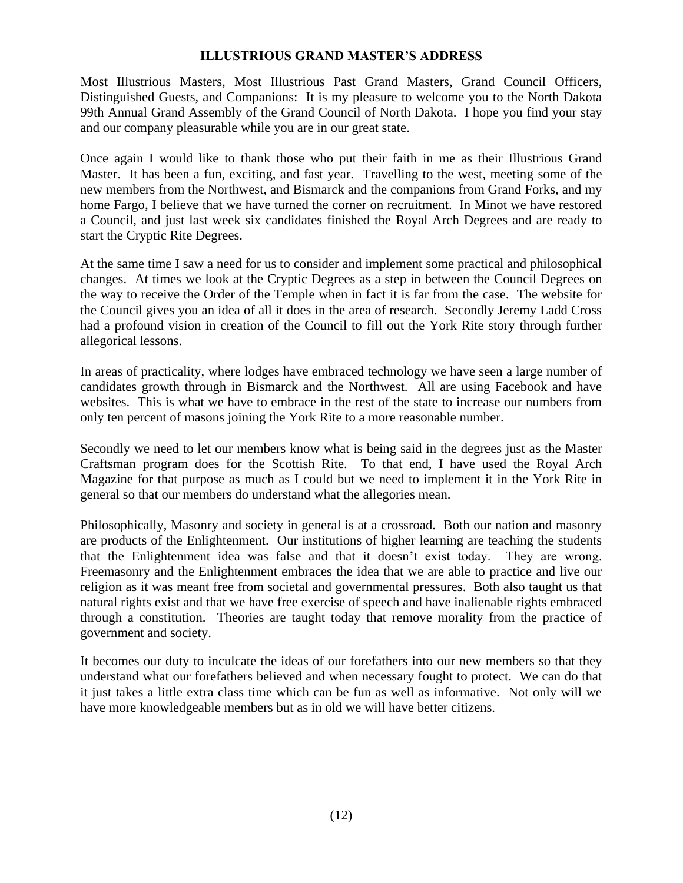## ILLUSTRIOUS GRAND MASTER'S ADDRESS

Most Illustrious Masters, Most Illustrious Past Grand Masters, Grand Council Officers, Distinguished Guests, and Companions: It is my pleasure to welcome you to the North Dakota 99th Annual Grand Assembly of the Grand Council of North Dakota. I hope you find your stay and our company pleasurable while you are in our great state.

Once again I would like to thank those who put their faith in me as their Illustrious Grand Master. It has been a fun, exciting, and fast year. Travelling to the west, meeting some of the new members from the Northwest, and Bismarck and the companions from Grand Forks, and my home Fargo, I believe that we have turned the corner on recruitment. In Minot we have restored a Council, and just last week six candidates finished the Royal Arch Degrees and are ready to start the Cryptic Rite Degrees.

At the same time I saw a need for us to consider and implement some practical and philosophical changes. At times we look at the Cryptic Degrees as a step in between the Council Degrees on the way to receive the Order of the Temple when in fact it is far from the case. The website for the Council gives you an idea of all it does in the area of research. Secondly Jeremy Ladd Cross had a profound vision in creation of the Council to fill out the York Rite story through further allegorical lessons.

In areas of practicality, where lodges have embraced technology we have seen a large number of candidates growth through in Bismarck and the Northwest. All are using Facebook and have websites. This is what we have to embrace in the rest of the state to increase our numbers from only ten percent of masons joining the York Rite to a more reasonable number.

Secondly we need to let our members know what is being said in the degrees just as the Master Craftsman program does for the Scottish Rite. To that end, I have used the Royal Arch Magazine for that purpose as much as I could but we need to implement it in the York Rite in general so that our members do understand what the allegories mean.

Philosophically, Masonry and society in general is at a crossroad. Both our nation and masonry are products of the Enlightenment. Our institutions of higher learning are teaching the students that the Enlightenment idea was false and that it doesn't exist today. They are wrong. Freemasonry and the Enlightenment embraces the idea that we are able to practice and live our religion as it was meant free from societal and governmental pressures. Both also taught us that natural rights exist and that we have free exercise of speech and have inalienable rights embraced through a constitution. Theories are taught today that remove morality from the practice of government and society.

It becomes our duty to inculcate the ideas of our forefathers into our new members so that they understand what our forefathers believed and when necessary fought to protect. We can do that it just takes a little extra class time which can be fun as well as informative. Not only will we have more knowledgeable members but as in old we will have better citizens.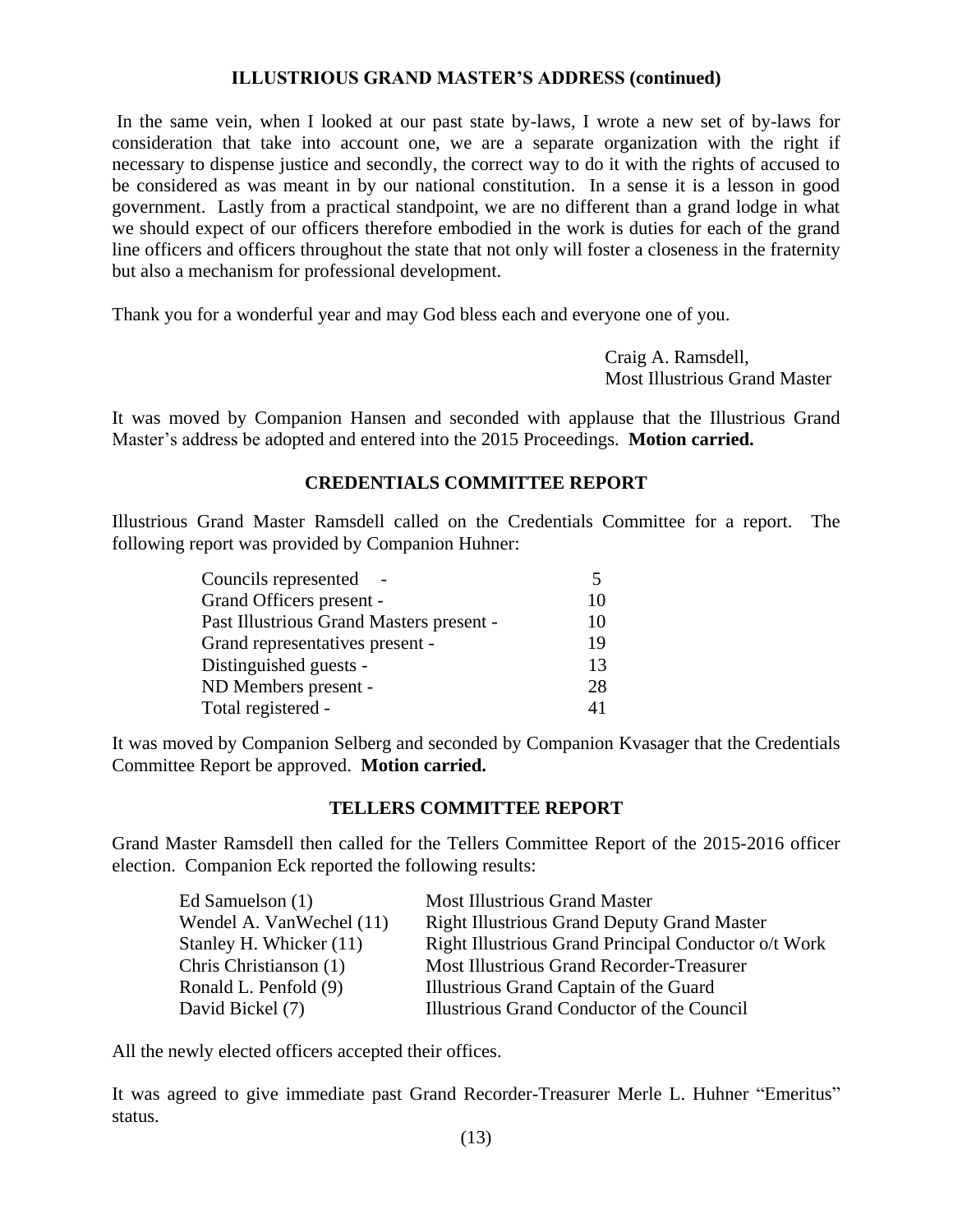## ILLUSTRIOUS GRAND MASTER'S ADDRESS (continued)

In the same vein, when I looked at our past state by-laws, I wrote a new set of by-laws for consideration that take into account one, we are a separate organization with the right if necessary to dispense justice and secondly, the correct way to do it with the rights of accused to be considered as was meant in by our national constitution. In a sense it is a lesson in good government. Lastly from a practical standpoint, we are no different than a grand lodge in what we should expect of our officers therefore embodied in the work is duties for each of the grand line officers and officers throughout the state that not only will foster a closeness in the fraternity but also a mechanism for professional development.

Thank you for a wonderful year and may God bless each and everyone one of you.

Craig A. Ramsdell,
Most Illustrious Grand Master

It was moved by Companion Hansen and seconded with applause that the Illustrious Grand Master's address be adopted and entered into the 2015 Proceedings. **Motion carried.**

## CREDENTIALS COMMITTEE REPORT

Illustrious Grand Master Ramsdell called on the Credentials Committee for a report. The following report was provided by Companion Huhner:

| | |
|---|---|
| Councils represented - | 5 |
| Grand Officers present - | 10 |
| Past Illustrious Grand Masters present - | 10 |
| Grand representatives present - | 19 |
| Distinguished guests - | 13 |
| ND Members present - | 28 |
| Total registered - | 41 |

It was moved by Companion Selberg and seconded by Companion Kvasager that the Credentials Committee Report be approved. **Motion carried.**

## TELLERS COMMITTEE REPORT

Grand Master Ramsdell then called for the Tellers Committee Report of the 2015-2016 officer election. Companion Eck reported the following results:

| | |
|---|---|
| Ed Samuelson (1) | Most Illustrious Grand Master |
| Wendel A. VanWechel (11) | Right Illustrious Grand Deputy Grand Master |
| Stanley H. Whicker (11) | Right Illustrious Grand Principal Conductor o/t Work |
| Chris Christianson (1) | Most Illustrious Grand Recorder-Treasurer |
| Ronald L. Penfold (9) | Illustrious Grand Captain of the Guard |
| David Bickel (7) | Illustrious Grand Conductor of the Council |

All the newly elected officers accepted their offices.

It was agreed to give immediate past Grand Recorder-Treasurer Merle L. Huhner "Emeritus" status.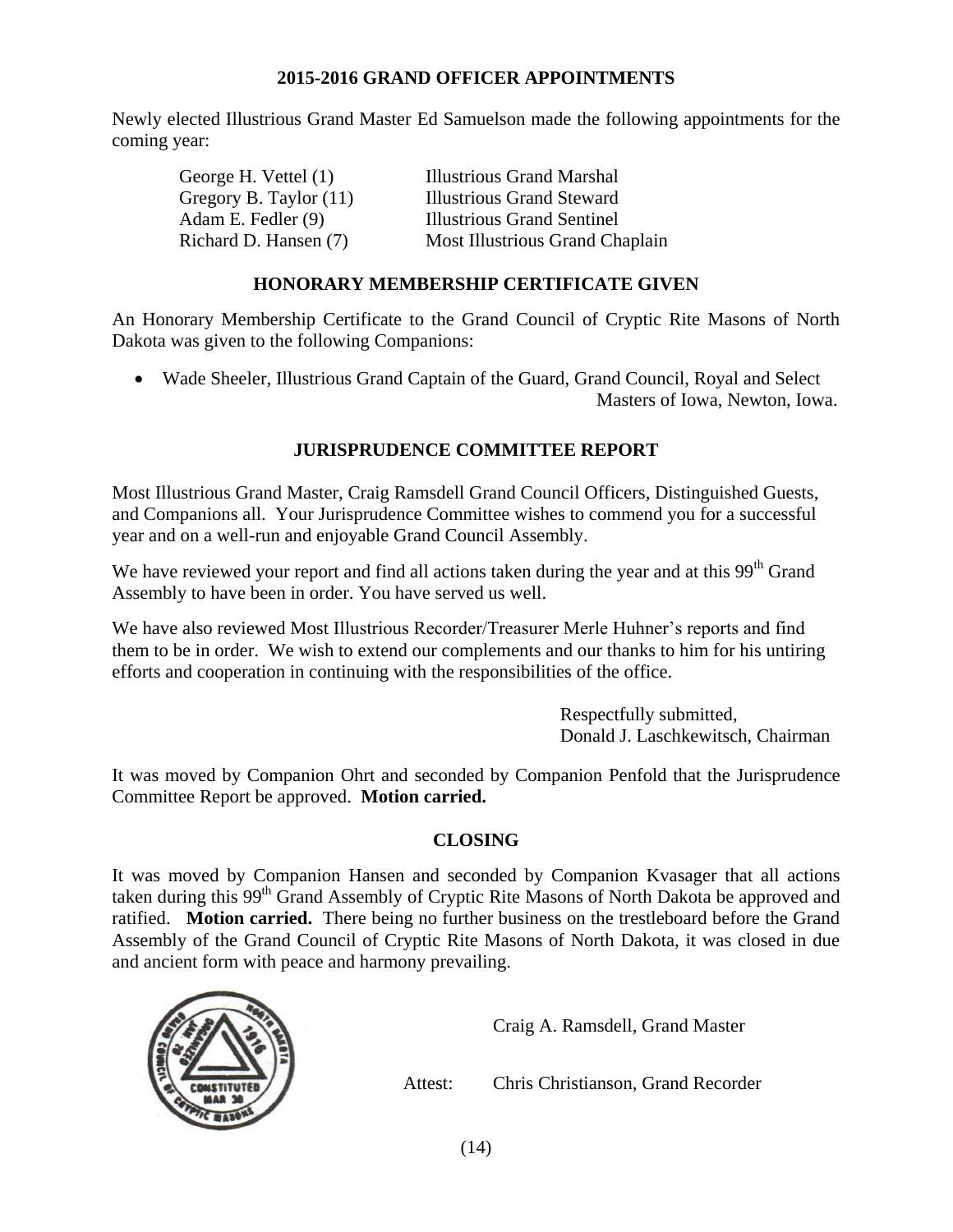## 2015-2016 GRAND OFFICER APPOINTMENTS

Newly elected Illustrious Grand Master Ed Samuelson made the following appointments for the coming year:

| | |
|---|---|
| George H. Vettel (1) | Illustrious Grand Marshal |
| Gregory B. Taylor (11) | Illustrious Grand Steward |
| Adam E. Fedler (9) | Illustrious Grand Sentinel |
| Richard D. Hansen (7) | Most Illustrious Grand Chaplain |

## HONORARY MEMBERSHIP CERTIFICATE GIVEN

An Honorary Membership Certificate to the Grand Council of Cryptic Rite Masons of North Dakota was given to the following Companions:

- Wade Sheeler, Illustrious Grand Captain of the Guard, Grand Council, Royal and Select Masters of Iowa, Newton, Iowa.

## JURISPRUDENCE COMMITTEE REPORT

Most Illustrious Grand Master, Craig Ramsdell Grand Council Officers, Distinguished Guests, and Companions all. Your Jurisprudence Committee wishes to commend you for a successful year and on a well-run and enjoyable Grand Council Assembly.

We have reviewed your report and find all actions taken during the year and at this 99th Grand Assembly to have been in order. You have served us well.

We have also reviewed Most Illustrious Recorder/Treasurer Merle Huhner's reports and find them to be in order. We wish to extend our complements and our thanks to him for his untiring efforts and cooperation in continuing with the responsibilities of the office.

Respectfully submitted,
Donald J. Laschkewitsch, Chairman

It was moved by Companion Ohrt and seconded by Companion Penfold that the Jurisprudence Committee Report be approved. **Motion carried.**

## CLOSING

It was moved by Companion Hansen and seconded by Companion Kvasager that all actions taken during this 99th Grand Assembly of Cryptic Rite Masons of North Dakota be approved and ratified. **Motion carried.** There being no further business on the trestleboard before the Grand Assembly of the Grand Council of Cryptic Rite Masons of North Dakota, it was closed in due and ancient form with peace and harmony prevailing.

Craig A. Ramsdell, Grand Master

Attest: Chris Christianson, Grand Recorder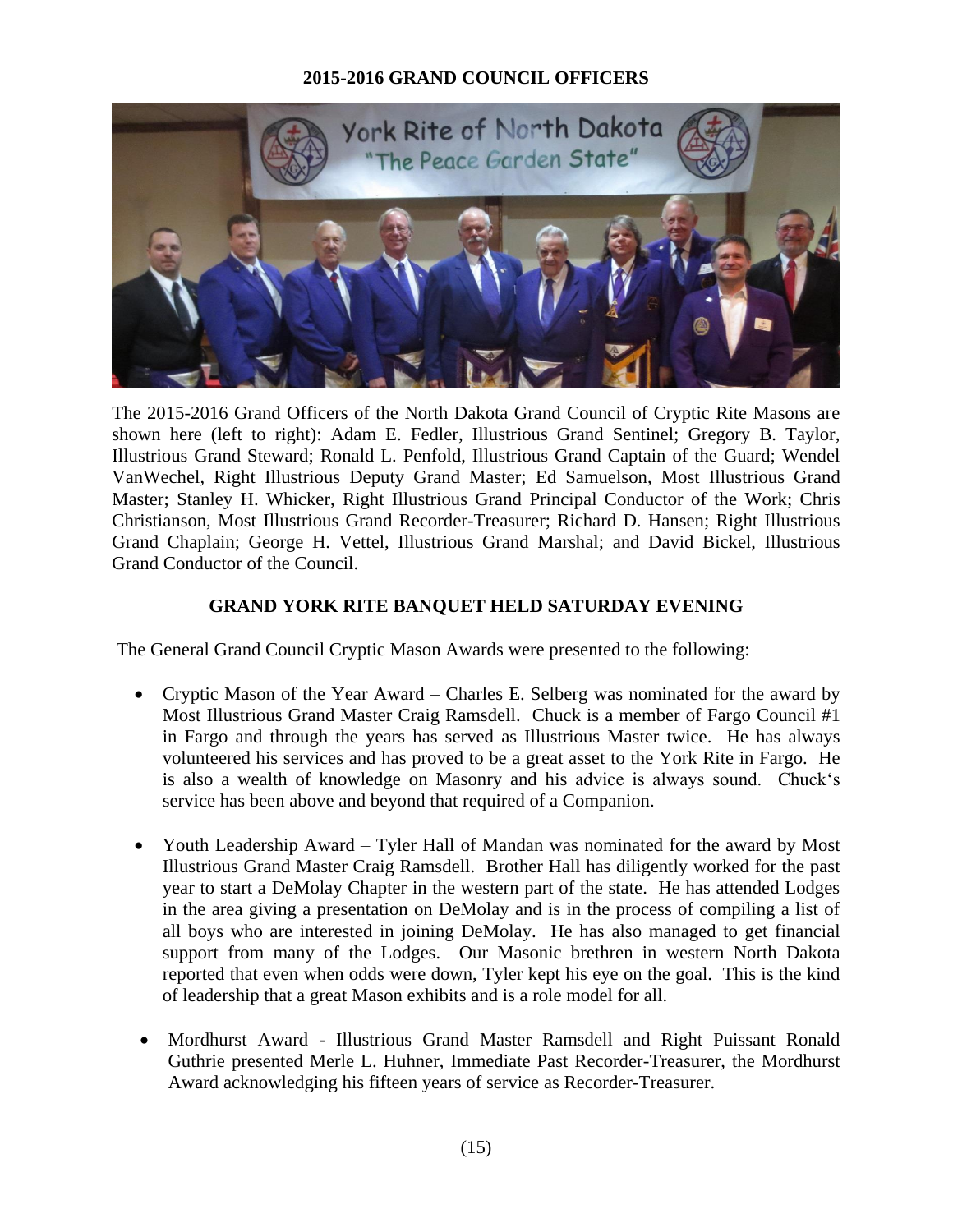## 2015-2016 GRAND COUNCIL OFFICERS

The 2015-2016 Grand Officers of the North Dakota Grand Council of Cryptic Rite Masons are shown here (left to right): Adam E. Fedler, Illustrious Grand Sentinel; Gregory B. Taylor, Illustrious Grand Steward; Ronald L. Penfold, Illustrious Grand Captain of the Guard; Wendel VanWechel, Right Illustrious Deputy Grand Master; Ed Samuelson, Most Illustrious Grand Master; Stanley H. Whicker, Right Illustrious Grand Principal Conductor of the Work; Chris Christianson, Most Illustrious Grand Recorder-Treasurer; Richard D. Hansen; Right Illustrious Grand Chaplain; George H. Vettel, Illustrious Grand Marshal; and David Bickel, Illustrious Grand Conductor of the Council.

## GRAND YORK RITE BANQUET HELD SATURDAY EVENING

The General Grand Council Cryptic Mason Awards were presented to the following:

- Cryptic Mason of the Year Award – Charles E. Selberg was nominated for the award by Most Illustrious Grand Master Craig Ramsdell. Chuck is a member of Fargo Council #1 in Fargo and through the years has served as Illustrious Master twice. He has always volunteered his services and has proved to be a great asset to the York Rite in Fargo. He is also a wealth of knowledge on Masonry and his advice is always sound. Chuck's service has been above and beyond that required of a Companion.

- Youth Leadership Award – Tyler Hall of Mandan was nominated for the award by Most Illustrious Grand Master Craig Ramsdell. Brother Hall has diligently worked for the past year to start a DeMolay Chapter in the western part of the state. He has attended Lodges in the area giving a presentation on DeMolay and is in the process of compiling a list of all boys who are interested in joining DeMolay. He has also managed to get financial support from many of the Lodges. Our Masonic brethren in western North Dakota reported that even when odds were down, Tyler kept his eye on the goal. This is the kind of leadership that a great Mason exhibits and is a role model for all.

- Mordhurst Award - Illustrious Grand Master Ramsdell and Right Puissant Ronald Guthrie presented Merle L. Huhner, Immediate Past Recorder-Treasurer, the Mordhurst Award acknowledging his fifteen years of service as Recorder-Treasurer.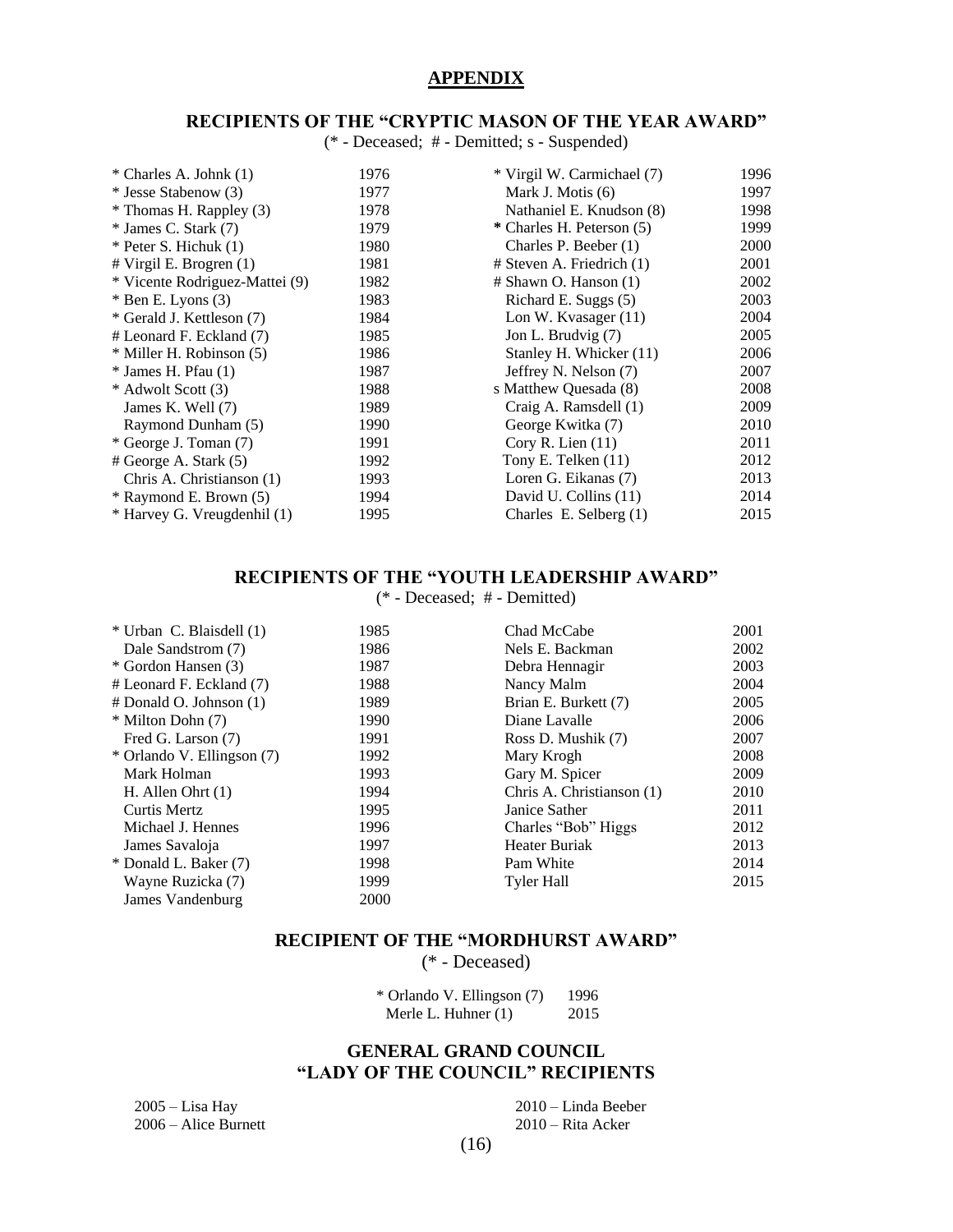## APPENDIX

### RECIPIENTS OF THE "CRYPTIC MASON OF THE YEAR AWARD"

(* - Deceased; # - Demitted; s - Suspended)

| Name | Year | Name | Year |
|---|---|---|---|
| * Charles A. Johnk (1) | 1976 | * Virgil W. Carmichael (7) | 1996 |
| * Jesse Stabenow (3) | 1977 | Mark J. Motis (6) | 1997 |
| * Thomas H. Rappley (3) | 1978 | Nathaniel E. Knudson (8) | 1998 |
| * James C. Stark (7) | 1979 | * Charles H. Peterson (5) | 1999 |
| * Peter S. Hichuk (1) | 1980 | Charles P. Beeber (1) | 2000 |
| # Virgil E. Brogren (1) | 1981 | # Steven A. Friedrich (1) | 2001 |
| * Vicente Rodriguez-Mattei (9) | 1982 | # Shawn O. Hanson (1) | 2002 |
| * Ben E. Lyons (3) | 1983 | Richard E. Suggs (5) | 2003 |
| * Gerald J. Kettleson (7) | 1984 | Lon W. Kvasager (11) | 2004 |
| # Leonard F. Eckland (7) | 1985 | Jon L. Brudvig (7) | 2005 |
| * Miller H. Robinson (5) | 1986 | Stanley H. Whicker (11) | 2006 |
| * James H. Pfau (1) | 1987 | Jeffrey N. Nelson (7) | 2007 |
| * Adwolt Scott (3) | 1988 | s Matthew Quesada (8) | 2008 |
| James K. Well (7) | 1989 | Craig A. Ramsdell (1) | 2009 |
| Raymond Dunham (5) | 1990 | George Kwitka (7) | 2010 |
| * George J. Toman (7) | 1991 | Cory R. Lien (11) | 2011 |
| # George A. Stark (5) | 1992 | Tony E. Telken (11) | 2012 |
| Chris A. Christianson (1) | 1993 | Loren G. Eikanas (7) | 2013 |
| * Raymond E. Brown (5) | 1994 | David U. Collins (11) | 2014 |
| * Harvey G. Vreugdenhil (1) | 1995 | Charles E. Selberg (1) | 2015 |

### RECIPIENTS OF THE "YOUTH LEADERSHIP AWARD"

(* - Deceased; # - Demitted)

| Name | Year | Name | Year |
|---|---|---|---|
| * Urban C. Blaisdell (1) | 1985 | Chad McCabe | 2001 |
| Dale Sandstrom (7) | 1986 | Nels E. Backman | 2002 |
| * Gordon Hansen (3) | 1987 | Debra Hennagir | 2003 |
| # Leonard F. Eckland (7) | 1988 | Nancy Malm | 2004 |
| # Donald O. Johnson (1) | 1989 | Brian E. Burkett (7) | 2005 |
| * Milton Dohn (7) | 1990 | Diane Lavalle | 2006 |
| Fred G. Larson (7) | 1991 | Ross D. Mushik (7) | 2007 |
| * Orlando V. Ellingson (7) | 1992 | Mary Krogh | 2008 |
| Mark Holman | 1993 | Gary M. Spicer | 2009 |
| H. Allen Ohrt (1) | 1994 | Chris A. Christianson (1) | 2010 |
| Curtis Mertz | 1995 | Janice Sather | 2011 |
| Michael J. Hennes | 1996 | Charles "Bob" Higgs | 2012 |
| James Savaloja | 1997 | Heater Buriak | 2013 |
| * Donald L. Baker (7) | 1998 | Pam White | 2014 |
| Wayne Ruzicka (7) | 1999 | Tyler Hall | 2015 |
| James Vandenburg | 2000 | | |

### RECIPIENT OF THE "MORDHURST AWARD"

(* - Deceased)

| Name | Year |
|---|---|
| * Orlando V. Ellingson (7) | 1996 |
| Merle L. Huhner (1) | 2015 |

### GENERAL GRAND COUNCIL "LADY OF THE COUNCIL" RECIPIENTS

2005 – Lisa Hay
2006 – Alice Burnett
2010 – Linda Beeber
2010 – Rita Acker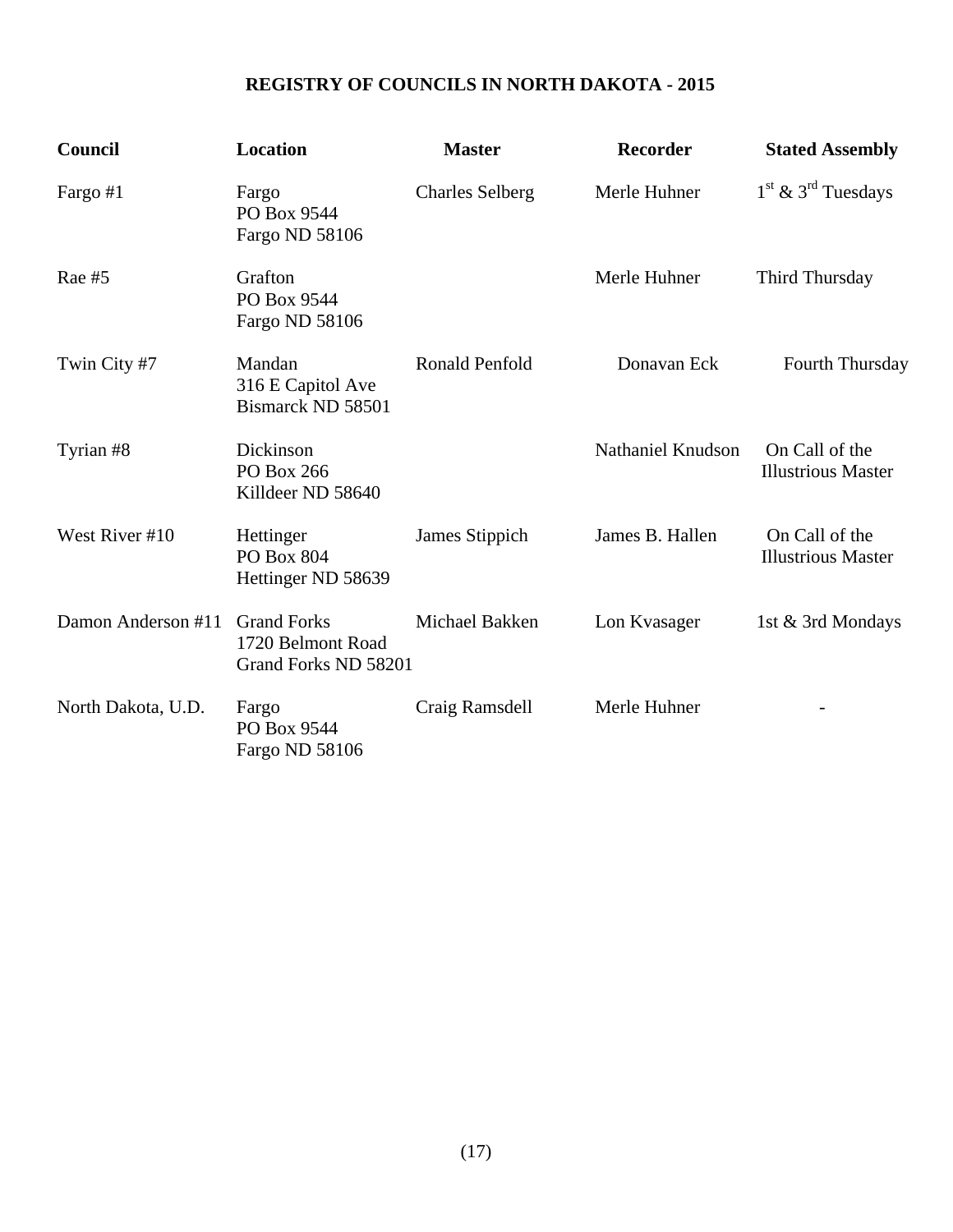# REGISTRY OF COUNCILS IN NORTH DAKOTA - 2015

| Council | Location | Master | Recorder | Stated Assembly |
|---|---|---|---|---|
| Fargo #1 | Fargo<br>PO Box 9544<br>Fargo ND 58106 | Charles Selberg | Merle Huhner | 1st & 3rd Tuesdays |
| Rae #5 | Grafton<br>PO Box 9544<br>Fargo ND 58106 | | Merle Huhner | Third Thursday |
| Twin City #7 | Mandan<br>316 E Capitol Ave<br>Bismarck ND 58501 | Ronald Penfold | Donavan Eck | Fourth Thursday |
| Tyrian #8 | Dickinson<br>PO Box 266<br>Killdeer ND 58640 | | Nathaniel Knudson | On Call of the Illustrious Master |
| West River #10 | Hettinger<br>PO Box 804<br>Hettinger ND 58639 | James Stippich | James B. Hallen | On Call of the Illustrious Master |
| Damon Anderson #11 | Grand Forks<br>1720 Belmont Road<br>Grand Forks ND 58201 | Michael Bakken | Lon Kvasager | 1st & 3rd Mondays |
| North Dakota, U.D. | Fargo<br>PO Box 9544<br>Fargo ND 58106 | Craig Ramsdell | Merle Huhner | - |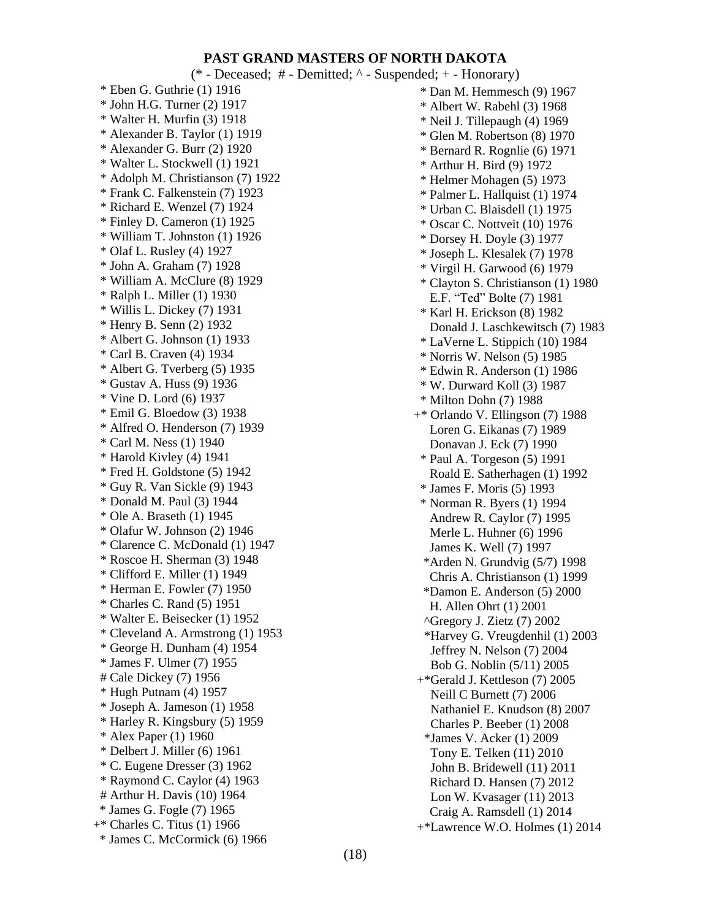# PAST GRAND MASTERS OF NORTH DAKOTA

(* - Deceased; # - Demitted; ^ - Suspended; + - Honorary)

* Eben G. Guthrie (1) 1916
* John H.G. Turner (2) 1917
* Walter H. Murfin (3) 1918
* Alexander B. Taylor (1) 1919
* Alexander G. Burr (2) 1920
* Walter L. Stockwell (1) 1921
* Adolph M. Christianson (7) 1922
* Frank C. Falkenstein (7) 1923
* Richard E. Wenzel (7) 1924
* Finley D. Cameron (1) 1925
* William T. Johnston (1) 1926
* Olaf L. Rusley (4) 1927
* John A. Graham (7) 1928
* William A. McClure (8) 1929
* Ralph L. Miller (1) 1930
* Willis L. Dickey (7) 1931
* Henry B. Senn (2) 1932
* Albert G. Johnson (1) 1933
* Carl B. Craven (4) 1934
* Albert G. Tverberg (5) 1935
* Gustav A. Huss (9) 1936
* Vine D. Lord (6) 1937
* Emil G. Bloedow (3) 1938
* Alfred O. Henderson (7) 1939
* Carl M. Ness (1) 1940
* Harold Kivley (4) 1941
* Fred H. Goldstone (5) 1942
* Guy R. Van Sickle (9) 1943
* Donald M. Paul (3) 1944
* Ole A. Braseth (1) 1945
* Olafur W. Johnson (2) 1946
* Clarence C. McDonald (1) 1947
* Roscoe H. Sherman (3) 1948
* Clifford E. Miller (1) 1949
* Herman E. Fowler (7) 1950
* Charles C. Rand (5) 1951
* Walter E. Beisecker (1) 1952
* Cleveland A. Armstrong (1) 1953
* George H. Dunham (4) 1954
* James F. Ulmer (7) 1955
# Cale Dickey (7) 1956
* Hugh Putnam (4) 1957
* Joseph A. Jameson (1) 1958
* Harley R. Kingsbury (5) 1959
* Alex Paper (1) 1960
* Delbert J. Miller (6) 1961
* C. Eugene Dresser (3) 1962
* Raymond C. Caylor (4) 1963
# Arthur H. Davis (10) 1964
* James G. Fogle (7) 1965
+* Charles C. Titus (1) 1966
* James C. McCormick (6) 1966
* Dan M. Hemmesch (9) 1967
* Albert W. Rabehl (3) 1968
* Neil J. Tillepaugh (4) 1969
* Glen M. Robertson (8) 1970
* Bernard R. Rognlie (6) 1971
* Arthur H. Bird (9) 1972
* Helmer Mohagen (5) 1973
* Palmer L. Hallquist (1) 1974
* Urban C. Blaisdell (1) 1975
* Oscar C. Nottveit (10) 1976
* Dorsey H. Doyle (3) 1977
* Joseph L. Klesalek (7) 1978
* Virgil H. Garwood (6) 1979
* Clayton S. Christianson (1) 1980
E.F. "Ted" Bolte (7) 1981
* Karl H. Erickson (8) 1982
Donald J. Laschkewitsch (7) 1983
* LaVerne L. Stippich (10) 1984
* Norris W. Nelson (5) 1985
* Edwin R. Anderson (1) 1986
* W. Durward Koll (3) 1987
* Milton Dohn (7) 1988
+* Orlando V. Ellingson (7) 1988
Loren G. Eikanas (7) 1989
Donavan J. Eck (7) 1990
* Paul A. Torgeson (5) 1991
Roald E. Satherhagen (1) 1992
* James F. Moris (5) 1993
* Norman R. Byers (1) 1994
Andrew R. Caylor (7) 1995
Merle L. Huhner (6) 1996
James K. Well (7) 1997
*Arden N. Grundvig (5/7) 1998
Chris A. Christianson (1) 1999
*Damon E. Anderson (5) 2000
H. Allen Ohrt (1) 2001
^Gregory J. Zietz (7) 2002
*Harvey G. Vreugdenhil (1) 2003
Jeffrey N. Nelson (7) 2004
Bob G. Noblin (5/11) 2005
+*Gerald J. Kettleson (7) 2005
Neill C Burnett (7) 2006
Nathaniel E. Knudson (8) 2007
Charles P. Beeber (1) 2008
*James V. Acker (1) 2009
Tony E. Telken (11) 2010
John B. Bridewell (11) 2011
Richard D. Hansen (7) 2012
Lon W. Kvasager (11) 2013
Craig A. Ramsdell (1) 2014
+*Lawrence W.O. Holmes (1) 2014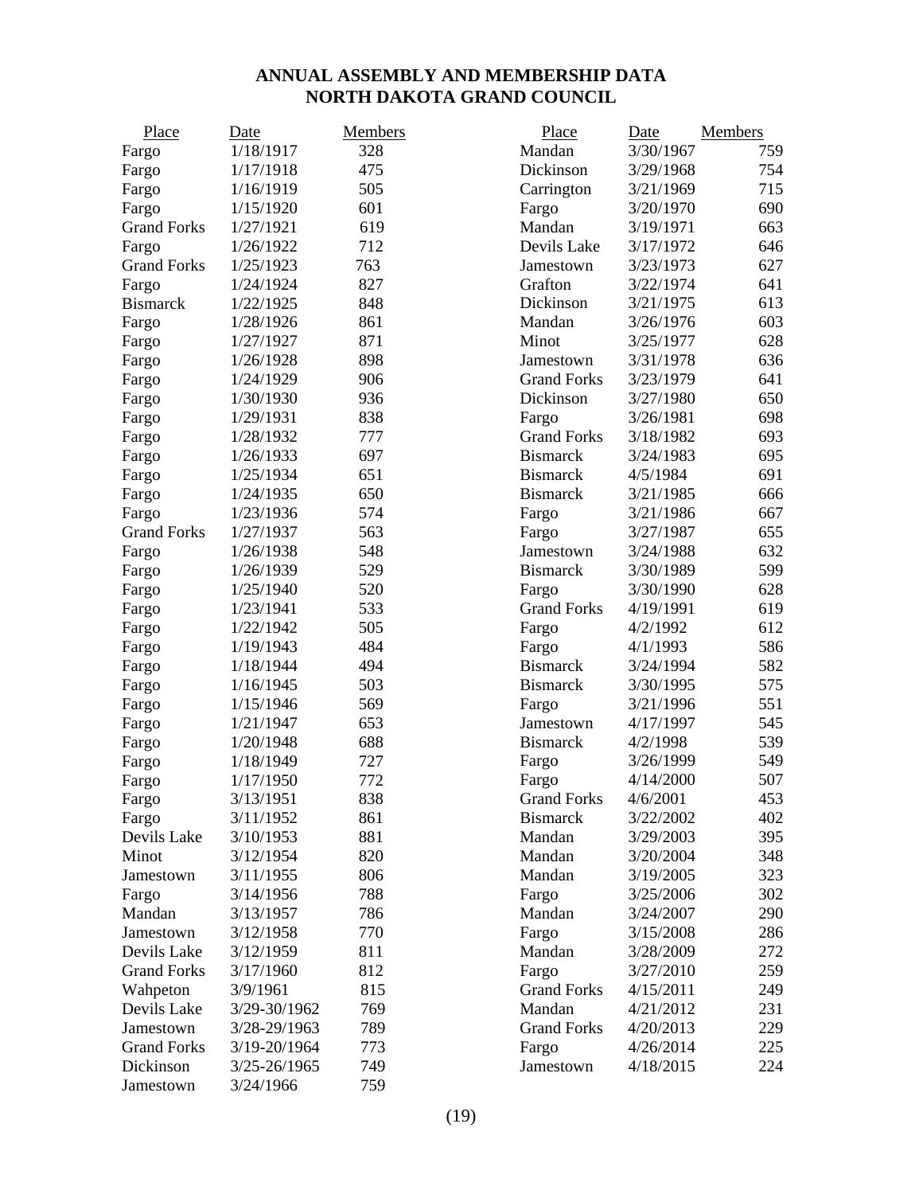# ANNUAL ASSEMBLY AND MEMBERSHIP DATA
## NORTH DAKOTA GRAND COUNCIL

| Place | Date | Members |
|---|---|---|
| Fargo | 1/18/1917 | 328 |
| Fargo | 1/17/1918 | 475 |
| Fargo | 1/16/1919 | 505 |
| Fargo | 1/15/1920 | 601 |
| Grand Forks | 1/27/1921 | 619 |
| Fargo | 1/26/1922 | 712 |
| Grand Forks | 1/25/1923 | 763 |
| Fargo | 1/24/1924 | 827 |
| Bismarck | 1/22/1925 | 848 |
| Fargo | 1/28/1926 | 861 |
| Fargo | 1/27/1927 | 871 |
| Fargo | 1/26/1928 | 898 |
| Fargo | 1/24/1929 | 906 |
| Fargo | 1/30/1930 | 936 |
| Fargo | 1/29/1931 | 838 |
| Fargo | 1/28/1932 | 777 |
| Fargo | 1/26/1933 | 697 |
| Fargo | 1/25/1934 | 651 |
| Fargo | 1/24/1935 | 650 |
| Fargo | 1/23/1936 | 574 |
| Grand Forks | 1/27/1937 | 563 |
| Fargo | 1/26/1938 | 548 |
| Fargo | 1/26/1939 | 529 |
| Fargo | 1/25/1940 | 520 |
| Fargo | 1/23/1941 | 533 |
| Fargo | 1/22/1942 | 505 |
| Fargo | 1/19/1943 | 484 |
| Fargo | 1/18/1944 | 494 |
| Fargo | 1/16/1945 | 503 |
| Fargo | 1/15/1946 | 569 |
| Fargo | 1/21/1947 | 653 |
| Fargo | 1/20/1948 | 688 |
| Fargo | 1/18/1949 | 727 |
| Fargo | 1/17/1950 | 772 |
| Fargo | 3/13/1951 | 838 |
| Fargo | 3/11/1952 | 861 |
| Devils Lake | 3/10/1953 | 881 |
| Minot | 3/12/1954 | 820 |
| Jamestown | 3/11/1955 | 806 |
| Fargo | 3/14/1956 | 788 |
| Mandan | 3/13/1957 | 786 |
| Jamestown | 3/12/1958 | 770 |
| Devils Lake | 3/12/1959 | 811 |
| Grand Forks | 3/17/1960 | 812 |
| Wahpeton | 3/9/1961 | 815 |
| Devils Lake | 3/29-30/1962 | 769 |
| Jamestown | 3/28-29/1963 | 789 |
| Grand Forks | 3/19-20/1964 | 773 |
| Dickinson | 3/25-26/1965 | 749 |
| Jamestown | 3/24/1966 | 759 |
| Mandan | 3/30/1967 | 759 |
| Dickinson | 3/29/1968 | 754 |
| Carrington | 3/21/1969 | 715 |
| Fargo | 3/20/1970 | 690 |
| Mandan | 3/19/1971 | 663 |
| Devils Lake | 3/17/1972 | 646 |
| Jamestown | 3/23/1973 | 627 |
| Grafton | 3/22/1974 | 641 |
| Dickinson | 3/21/1975 | 613 |
| Mandan | 3/26/1976 | 603 |
| Minot | 3/25/1977 | 628 |
| Jamestown | 3/31/1978 | 636 |
| Grand Forks | 3/23/1979 | 641 |
| Dickinson | 3/27/1980 | 650 |
| Fargo | 3/26/1981 | 698 |
| Grand Forks | 3/18/1982 | 693 |
| Bismarck | 3/24/1983 | 695 |
| Bismarck | 4/5/1984 | 691 |
| Bismarck | 3/21/1985 | 666 |
| Fargo | 3/21/1986 | 667 |
| Fargo | 3/27/1987 | 655 |
| Jamestown | 3/24/1988 | 632 |
| Bismarck | 3/30/1989 | 599 |
| Fargo | 3/30/1990 | 628 |
| Grand Forks | 4/19/1991 | 619 |
| Fargo | 4/2/1992 | 612 |
| Fargo | 4/1/1993 | 586 |
| Bismarck | 3/24/1994 | 582 |
| Bismarck | 3/30/1995 | 575 |
| Fargo | 3/21/1996 | 551 |
| Jamestown | 4/17/1997 | 545 |
| Bismarck | 4/2/1998 | 539 |
| Fargo | 3/26/1999 | 549 |
| Fargo | 4/14/2000 | 507 |
| Grand Forks | 4/6/2001 | 453 |
| Bismarck | 3/22/2002 | 402 |
| Mandan | 3/29/2003 | 395 |
| Mandan | 3/20/2004 | 348 |
| Mandan | 3/19/2005 | 323 |
| Fargo | 3/25/2006 | 302 |
| Mandan | 3/24/2007 | 290 |
| Fargo | 3/15/2008 | 286 |
| Mandan | 3/28/2009 | 272 |
| Fargo | 3/27/2010 | 259 |
| Grand Forks | 4/15/2011 | 249 |
| Mandan | 4/21/2012 | 231 |
| Grand Forks | 4/20/2013 | 229 |
| Fargo | 4/26/2014 | 225 |
| Jamestown | 4/18/2015 | 224 |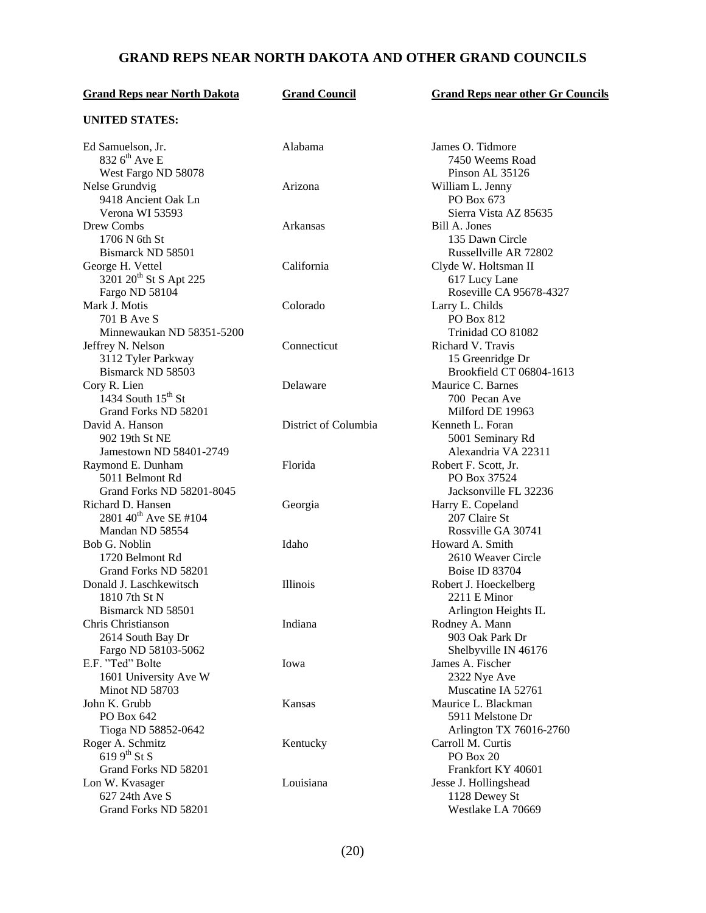# GRAND REPS NEAR NORTH DAKOTA AND OTHER GRAND COUNCILS

| Grand Reps near North Dakota | Grand Council | Grand Reps near other Gr Councils |
|---|---|---|
| **UNITED STATES:** | | |
| Ed Samuelson, Jr.<br>832 6th Ave E<br>West Fargo ND 58078 | Alabama | James O. Tidmore<br>7450 Weems Road<br>Pinson AL 35126 |
| Nelse Grundvig<br>9418 Ancient Oak Ln<br>Verona WI 53593 | Arizona | William L. Jenny<br>PO Box 673<br>Sierra Vista AZ 85635 |
| Drew Combs<br>1706 N 6th St<br>Bismarck ND 58501 | Arkansas | Bill A. Jones<br>135 Dawn Circle<br>Russellville AR 72802 |
| George H. Vettel<br>3201 20th St S Apt 225<br>Fargo ND 58104 | California | Clyde W. Holtsman II<br>617 Lucy Lane<br>Roseville CA 95678-4327 |
| Mark J. Motis<br>701 B Ave S<br>Minnewaukan ND 58351-5200 | Colorado | Larry L. Childs<br>PO Box 812<br>Trinidad CO 81082 |
| Jeffrey N. Nelson<br>3112 Tyler Parkway<br>Bismarck ND 58503 | Connecticut | Richard V. Travis<br>15 Greenridge Dr<br>Brookfield CT 06804-1613 |
| Cory R. Lien<br>1434 South 15th St<br>Grand Forks ND 58201 | Delaware | Maurice C. Barnes<br>700 Pecan Ave<br>Milford DE 19963 |
| David A. Hanson<br>902 19th St NE<br>Jamestown ND 58401-2749 | District of Columbia | Kenneth L. Foran<br>5001 Seminary Rd<br>Alexandria VA 22311 |
| Raymond E. Dunham<br>5011 Belmont Rd<br>Grand Forks ND 58201-8045 | Florida | Robert F. Scott, Jr.<br>PO Box 37524<br>Jacksonville FL 32236 |
| Richard D. Hansen<br>2801 40th Ave SE #104<br>Mandan ND 58554 | Georgia | Harry E. Copeland<br>207 Claire St<br>Rossville GA 30741 |
| Bob G. Noblin<br>1720 Belmont Rd<br>Grand Forks ND 58201 | Idaho | Howard A. Smith<br>2610 Weaver Circle<br>Boise ID 83704 |
| Donald J. Laschkewitsch<br>1810 7th St N<br>Bismarck ND 58501 | Illinois | Robert J. Hoeckelberg<br>2211 E Minor<br>Arlington Heights IL |
| Chris Christianson<br>2614 South Bay Dr<br>Fargo ND 58103-5062 | Indiana | Rodney A. Mann<br>903 Oak Park Dr<br>Shelbyville IN 46176 |
| E.F. "Ted" Bolte<br>1601 University Ave W<br>Minot ND 58703 | Iowa | James A. Fischer<br>2322 Nye Ave<br>Muscatine IA 52761 |
| John K. Grubb<br>PO Box 642<br>Tioga ND 58852-0642 | Kansas | Maurice L. Blackman<br>5911 Melstone Dr<br>Arlington TX 76016-2760 |
| Roger A. Schmitz<br>619 9th St S<br>Grand Forks ND 58201 | Kentucky | Carroll M. Curtis<br>PO Box 20<br>Frankfort KY 40601 |
| Lon W. Kvasager<br>627 24th Ave S<br>Grand Forks ND 58201 | Louisiana | Jesse J. Hollingshead<br>1128 Dewey St<br>Westlake LA 70669 |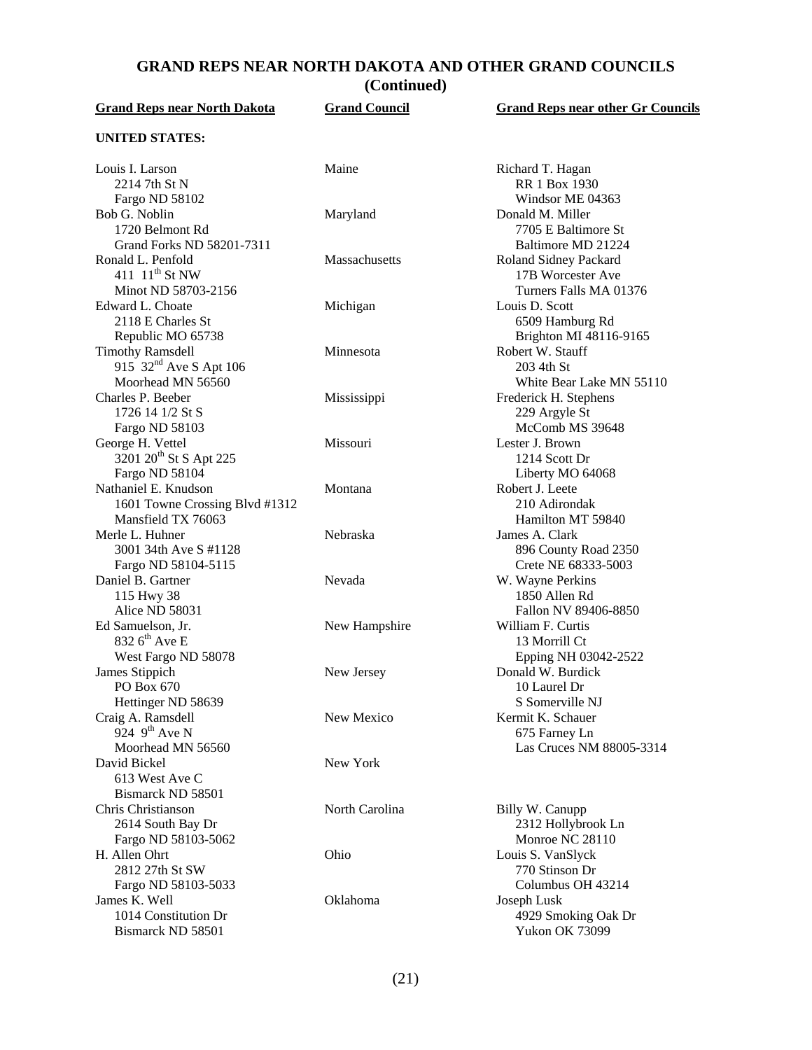# GRAND REPS NEAR NORTH DAKOTA AND OTHER GRAND COUNCILS (Continued)

| Grand Reps near North Dakota | Grand Council | Grand Reps near other Gr Councils |
|---|---|---|
| **UNITED STATES:** | | |
| Louis I. Larson<br>2214 7th St N<br>Fargo ND 58102 | Maine | Richard T. Hagan<br>RR 1 Box 1930<br>Windsor ME 04363 |
| Bob G. Noblin<br>1720 Belmont Rd<br>Grand Forks ND 58201-7311 | Maryland | Donald M. Miller<br>7705 E Baltimore St<br>Baltimore MD 21224 |
| Ronald L. Penfold<br>411 11th St NW<br>Minot ND 58703-2156 | Massachusetts | Roland Sidney Packard<br>17B Worcester Ave<br>Turners Falls MA 01376 |
| Edward L. Choate<br>2118 E Charles St<br>Republic MO 65738 | Michigan | Louis D. Scott<br>6509 Hamburg Rd<br>Brighton MI 48116-9165 |
| Timothy Ramsdell<br>915 32nd Ave S Apt 106<br>Moorhead MN 56560 | Minnesota | Robert W. Stauff<br>203 4th St<br>White Bear Lake MN 55110 |
| Charles P. Beeber<br>1726 14 1/2 St S<br>Fargo ND 58103 | Mississippi | Frederick H. Stephens<br>229 Argyle St<br>McComb MS 39648 |
| George H. Vettel<br>3201 20th St S Apt 225<br>Fargo ND 58104 | Missouri | Lester J. Brown<br>1214 Scott Dr<br>Liberty MO 64068 |
| Nathaniel E. Knudson<br>1601 Towne Crossing Blvd #1312<br>Mansfield TX 76063 | Montana | Robert J. Leete<br>210 Adirondak<br>Hamilton MT 59840 |
| Merle L. Huhner<br>3001 34th Ave S #1128<br>Fargo ND 58104-5115 | Nebraska | James A. Clark<br>896 County Road 2350<br>Crete NE 68333-5003 |
| Daniel B. Gartner<br>115 Hwy 38<br>Alice ND 58031 | Nevada | W. Wayne Perkins<br>1850 Allen Rd<br>Fallon NV 89406-8850 |
| Ed Samuelson, Jr.<br>832 6th Ave E<br>West Fargo ND 58078 | New Hampshire | William F. Curtis<br>13 Morrill Ct<br>Epping NH 03042-2522 |
| James Stippich<br>PO Box 670<br>Hettinger ND 58639 | New Jersey | Donald W. Burdick<br>10 Laurel Dr<br>S Somerville NJ |
| Craig A. Ramsdell<br>924 9th Ave N<br>Moorhead MN 56560 | New Mexico | Kermit K. Schauer<br>675 Farney Ln<br>Las Cruces NM 88005-3314 |
| David Bickel<br>613 West Ave C<br>Bismarck ND 58501 | New York | |
| Chris Christianson<br>2614 South Bay Dr<br>Fargo ND 58103-5062 | North Carolina | Billy W. Canupp<br>2312 Hollybrook Ln<br>Monroe NC 28110 |
| H. Allen Ohrt<br>2812 27th St SW<br>Fargo ND 58103-5033 | Ohio | Louis S. VanSlyck<br>770 Stinson Dr<br>Columbus OH 43214 |
| James K. Well<br>1014 Constitution Dr<br>Bismarck ND 58501 | Oklahoma | Joseph Lusk<br>4929 Smoking Oak Dr<br>Yukon OK 73099 |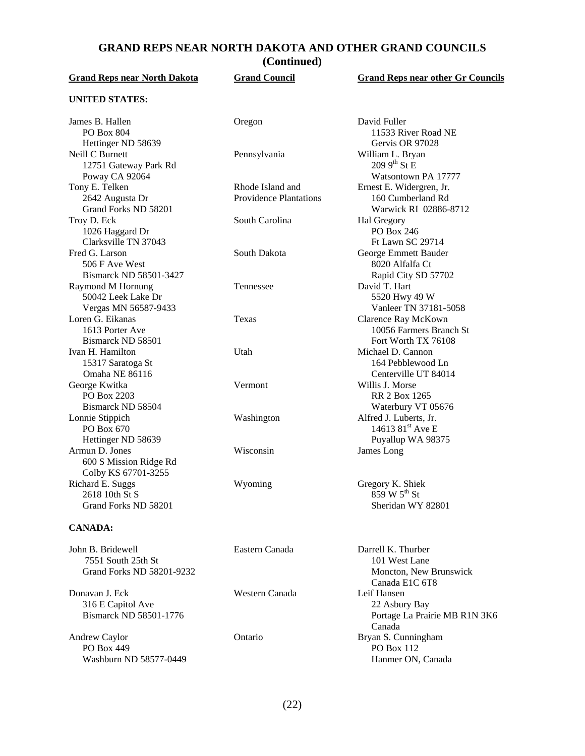## GRAND REPS NEAR NORTH DAKOTA AND OTHER GRAND COUNCILS (Continued)

| Grand Reps near North Dakota | Grand Council | Grand Reps near other Gr Councils |
|---|---|---|
| **UNITED STATES:** | | |
| James B. Hallen<br>PO Box 804<br>Hettinger ND 58639 | Oregon | David Fuller<br>11533 River Road NE<br>Gervis OR 97028 |
| Neill C Burnett<br>12751 Gateway Park Rd<br>Poway CA 92064 | Pennsylvania | William L. Bryan<br>209 9th St E<br>Watsontown PA 17777 |
| Tony E. Telken<br>2642 Augusta Dr<br>Grand Forks ND 58201 | Rhode Island and Providence Plantations | Ernest E. Widergren, Jr.<br>160 Cumberland Rd<br>Warwick RI 02886-8712 |
| Troy D. Eck<br>1026 Haggard Dr<br>Clarksville TN 37043 | South Carolina | Hal Gregory<br>PO Box 246<br>Ft Lawn SC 29714 |
| Fred G. Larson<br>506 F Ave West<br>Bismarck ND 58501-3427 | South Dakota | George Emmett Bauder<br>8020 Alfalfa Ct<br>Rapid City SD 57702 |
| Raymond M Hornung<br>50042 Leek Lake Dr<br>Vergas MN 56587-9433 | Tennessee | David T. Hart<br>5520 Hwy 49 W<br>Vanleer TN 37181-5058 |
| Loren G. Eikanas<br>1613 Porter Ave<br>Bismarck ND 58501 | Texas | Clarence Ray McKown<br>10056 Farmers Branch St<br>Fort Worth TX 76108 |
| Ivan H. Hamilton<br>15317 Saratoga St<br>Omaha NE 86116 | Utah | Michael D. Cannon<br>164 Pebblewood Ln<br>Centerville UT 84014 |
| George Kwitka<br>PO Box 2203<br>Bismarck ND 58504 | Vermont | Willis J. Morse<br>RR 2 Box 1265<br>Waterbury VT 05676 |
| Lonnie Stippich<br>PO Box 670<br>Hettinger ND 58639 | Washington | Alfred J. Luberts, Jr.<br>14613 81st Ave E<br>Puyallup WA 98375 |
| Armun D. Jones<br>600 S Mission Ridge Rd<br>Colby KS 67701-3255 | Wisconsin | James Long |
| Richard E. Suggs<br>2618 10th St S<br>Grand Forks ND 58201 | Wyoming | Gregory K. Shiek<br>859 W 5th St<br>Sheridan WY 82801 |
| **CANADA:** | | |
| John B. Bridewell<br>7551 South 25th St<br>Grand Forks ND 58201-9232 | Eastern Canada | Darrell K. Thurber<br>101 West Lane<br>Moncton, New Brunswick<br>Canada E1C 6T8 |
| Donavan J. Eck<br>316 E Capitol Ave<br>Bismarck ND 58501-1776 | Western Canada | Leif Hansen<br>22 Asbury Bay<br>Portage La Prairie MB R1N 3K6<br>Canada |
| Andrew Caylor<br>PO Box 449<br>Washburn ND 58577-0449 | Ontario | Bryan S. Cunningham<br>PO Box 112<br>Hanmer ON, Canada |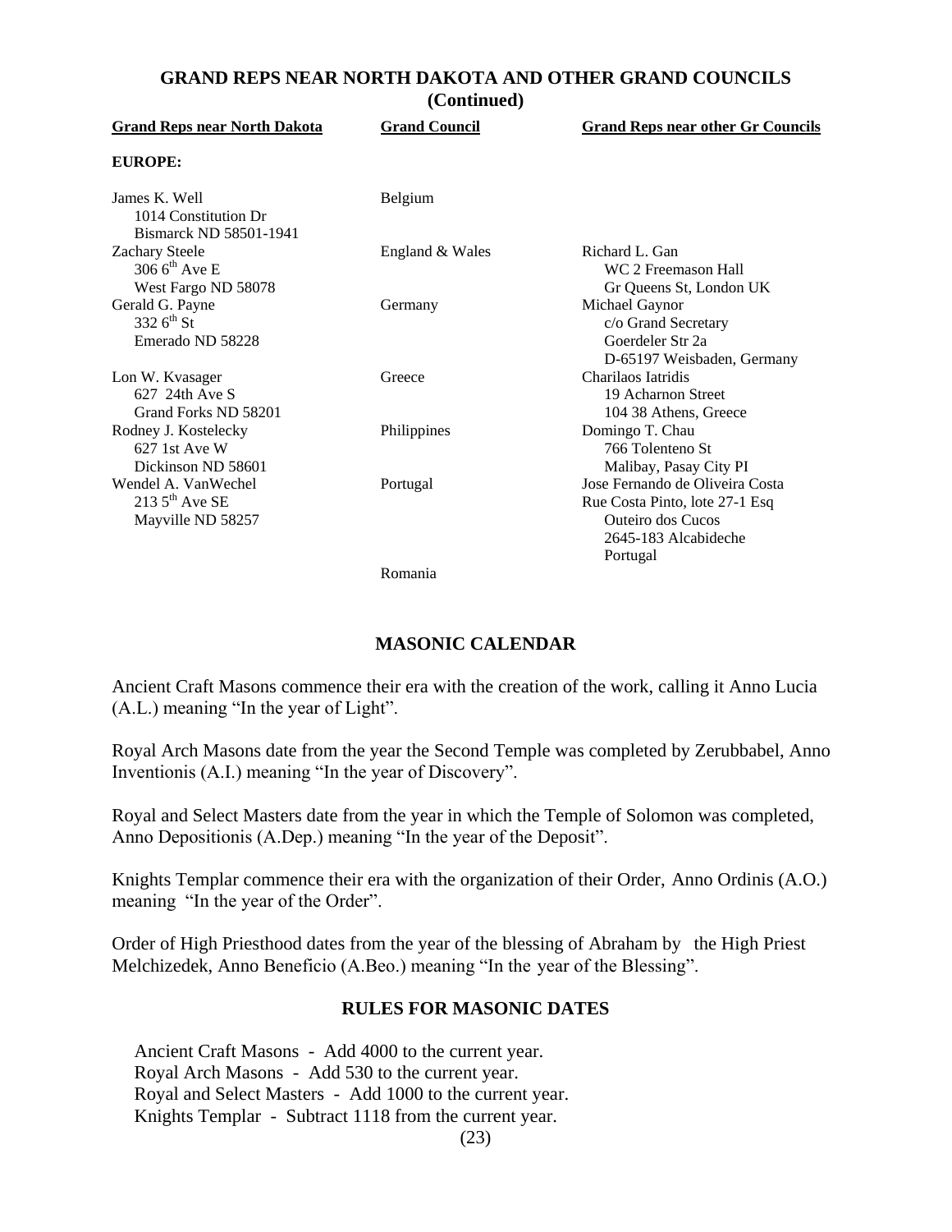## GRAND REPS NEAR NORTH DAKOTA AND OTHER GRAND COUNCILS (Continued)

| Grand Reps near North Dakota | Grand Council | Grand Reps near other Gr Councils |
|---|---|---|
| **EUROPE:** | | |
| James K. Well<br>1014 Constitution Dr<br>Bismarck ND 58501-1941 | Belgium | |
| Zachary Steele<br>306 6th Ave E<br>West Fargo ND 58078 | England & Wales | Richard L. Gan<br>WC 2 Freemason Hall<br>Gr Queens St, London UK |
| Gerald G. Payne<br>332 6th St<br>Emerado ND 58228 | Germany | Michael Gaynor<br>c/o Grand Secretary<br>Goerdeler Str 2a<br>D-65197 Weisbaden, Germany |
| Lon W. Kvasager<br>627 24th Ave S<br>Grand Forks ND 58201 | Greece | Charilaos Iatridis<br>19 Acharnon Street<br>104 38 Athens, Greece |
| Rodney J. Kostelecky<br>627 1st Ave W<br>Dickinson ND 58601 | Philippines | Domingo T. Chau<br>766 Tolenteno St<br>Malibay, Pasay City PI |
| Wendel A. VanWechel<br>213 5th Ave SE<br>Mayville ND 58257 | Portugal | Jose Fernando de Oliveira Costa<br>Rue Costa Pinto, lote 27-1 Esq<br>Outeiro dos Cucos<br>2645-183 Alcabideche<br>Portugal |
| | Romania | |

## MASONIC CALENDAR

Ancient Craft Masons commence their era with the creation of the work, calling it Anno Lucia (A.L.) meaning "In the year of Light".

Royal Arch Masons date from the year the Second Temple was completed by Zerubbabel, Anno Inventionis (A.I.) meaning "In the year of Discovery".

Royal and Select Masters date from the year in which the Temple of Solomon was completed, Anno Depositionis (A.Dep.) meaning "In the year of the Deposit".

Knights Templar commence their era with the organization of their Order, Anno Ordinis (A.O.) meaning "In the year of the Order".

Order of High Priesthood dates from the year of the blessing of Abraham by the High Priest Melchizedek, Anno Beneficio (A.Beo.) meaning "In the year of the Blessing".

## RULES FOR MASONIC DATES

Ancient Craft Masons - Add 4000 to the current year.
Royal Arch Masons - Add 530 to the current year.
Royal and Select Masters - Add 1000 to the current year.
Knights Templar - Subtract 1118 from the current year.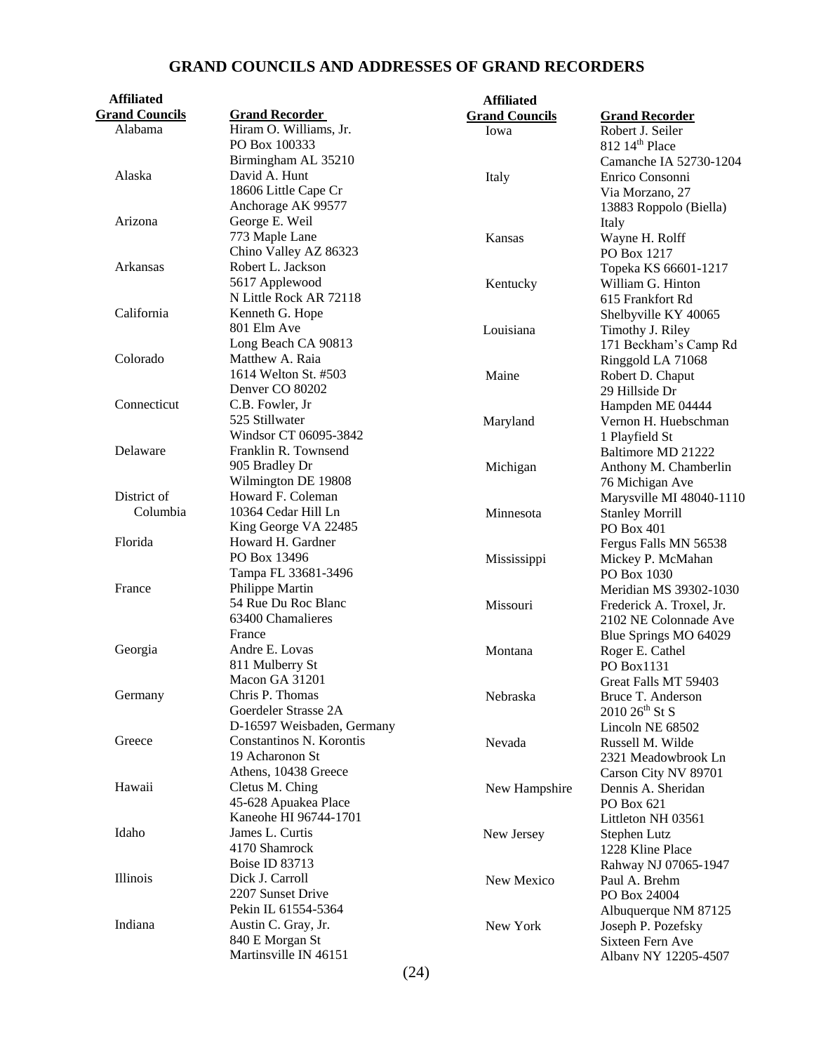# GRAND COUNCILS AND ADDRESSES OF GRAND RECORDERS

| Affiliated Grand Councils | Grand Recorder |
|---|---|
| Alabama | Hiram O. Williams, Jr.<br>PO Box 100333<br>Birmingham AL 35210 |
| Alaska | David A. Hunt<br>18606 Little Cape Cr<br>Anchorage AK 99577 |
| Arizona | George E. Weil<br>773 Maple Lane<br>Chino Valley AZ 86323 |
| Arkansas | Robert L. Jackson<br>5617 Applewood<br>N Little Rock AR 72118 |
| California | Kenneth G. Hope<br>801 Elm Ave<br>Long Beach CA 90813 |
| Colorado | Matthew A. Raia<br>1614 Welton St. #503<br>Denver CO 80202 |
| Connecticut | C.B. Fowler, Jr<br>525 Stillwater<br>Windsor CT 06095-3842 |
| Delaware | Franklin R. Townsend<br>905 Bradley Dr<br>Wilmington DE 19808 |
| District of Columbia | Howard F. Coleman<br>10364 Cedar Hill Ln<br>King George VA 22485 |
| Florida | Howard H. Gardner<br>PO Box 13496<br>Tampa FL 33681-3496 |
| France | Philippe Martin<br>54 Rue Du Roc Blanc<br>63400 Chamalieres<br>France |
| Georgia | Andre E. Lovas<br>811 Mulberry St<br>Macon GA 31201 |
| Germany | Chris P. Thomas<br>Goerdeler Strasse 2A<br>D-16597 Weisbaden, Germany |
| Greece | Constantinos N. Korontis<br>19 Acharonon St<br>Athens, 10438 Greece |
| Hawaii | Cletus M. Ching<br>45-628 Apuakea Place<br>Kaneohe HI 96744-1701 |
| Idaho | James L. Curtis<br>4170 Shamrock<br>Boise ID 83713 |
| Illinois | Dick J. Carroll<br>2207 Sunset Drive<br>Pekin IL 61554-5364 |
| Indiana | Austin C. Gray, Jr.<br>840 E Morgan St<br>Martinsville IN 46151 |
| Iowa | Robert J. Seiler<br>812 14th Place<br>Camanche IA 52730-1204 |
| Italy | Enrico Consonni<br>Via Morzano, 27<br>13883 Roppolo (Biella)<br>Italy |
| Kansas | Wayne H. Rolff<br>PO Box 1217<br>Topeka KS 66601-1217 |
| Kentucky | William G. Hinton<br>615 Frankfort Rd<br>Shelbyville KY 40065 |
| Louisiana | Timothy J. Riley<br>171 Beckham's Camp Rd<br>Ringgold LA 71068 |
| Maine | Robert D. Chaput<br>29 Hillside Dr<br>Hampden ME 04444 |
| Maryland | Vernon H. Huebschman<br>1 Playfield St<br>Baltimore MD 21222 |
| Michigan | Anthony M. Chamberlin<br>76 Michigan Ave<br>Marysville MI 48040-1110 |
| Minnesota | Stanley Morrill<br>PO Box 401<br>Fergus Falls MN 56538 |
| Mississippi | Mickey P. McMahan<br>PO Box 1030<br>Meridian MS 39302-1030 |
| Missouri | Frederick A. Troxel, Jr.<br>2102 NE Colonnade Ave<br>Blue Springs MO 64029 |
| Montana | Roger E. Cathel<br>PO Box1131<br>Great Falls MT 59403 |
| Nebraska | Bruce T. Anderson<br>2010 26th St S<br>Lincoln NE 68502 |
| Nevada | Russell M. Wilde<br>2321 Meadowbrook Ln<br>Carson City NV 89701 |
| New Hampshire | Dennis A. Sheridan<br>PO Box 621<br>Littleton NH 03561 |
| New Jersey | Stephen Lutz<br>1228 Kline Place<br>Rahway NJ 07065-1947 |
| New Mexico | Paul A. Brehm<br>PO Box 24004<br>Albuquerque NM 87125 |
| New York | Joseph P. Pozefsky<br>Sixteen Fern Ave<br>Albany NY 12205-4507 |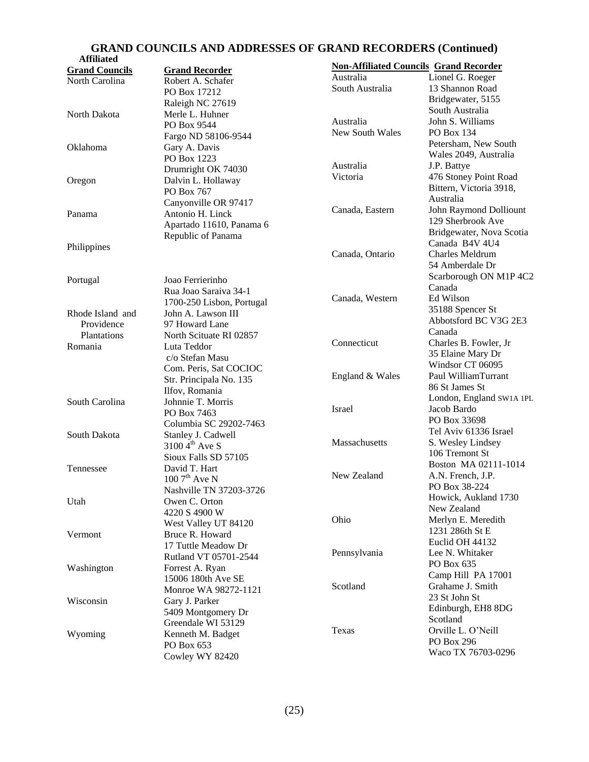## GRAND COUNCILS AND ADDRESSES OF GRAND RECORDERS (Continued)

| Affiliated Grand Councils | Grand Recorder |
|---|---|
| North Carolina | Robert A. Schafer<br>PO Box 17212<br>Raleigh NC 27619 |
| North Dakota | Merle L. Huhner<br>PO Box 9544<br>Fargo ND 58106-9544 |
| Oklahoma | Gary A. Davis<br>PO Box 1223<br>Drumright OK 74030 |
| Oregon | Dalvin L. Hollaway<br>PO Box 767<br>Canyonville OR 97417 |
| Panama | Antonio H. Linck<br>Apartado 11610, Panama 6<br>Republic of Panama |
| Philippines | |
| Portugal | Joao Ferrierinho<br>Rua Joao Saraiva 34-1<br>1700-250 Lisbon, Portugal |
| Rhode Island and Providence Plantations | John A. Lawson III<br>97 Howard Lane<br>North Scituate RI 02857 |
| Romania | Luta Teddor<br>c/o Stefan Masu<br>Com. Peris, Sat COCIOC<br>Str. Principala No. 135<br>Ilfov, Romania |
| South Carolina | Johnnie T. Morris<br>PO Box 7463<br>Columbia SC 29202-7463 |
| South Dakota | Stanley J. Cadwell<br>3100 4th Ave S<br>Sioux Falls SD 57105 |
| Tennessee | David T. Hart<br>100 7th Ave N<br>Nashville TN 37203-3726 |
| Utah | Owen C. Orton<br>4220 S 4900 W<br>West Valley UT 84120 |
| Vermont | Bruce R. Howard<br>17 Tuttle Meadow Dr<br>Rutland VT 05701-2544 |
| Washington | Forrest A. Ryan<br>15006 180th Ave SE<br>Monroe WA 98272-1121 |
| Wisconsin | Gary J. Parker<br>5409 Montgomery Dr<br>Greendale WI 53129 |
| Wyoming | Kenneth M. Badget<br>PO Box 653<br>Cowley WY 82420 |

| Non-Affiliated Councils | Grand Recorder |
|---|---|
| Australia<br>South Australia | Lionel G. Roeger<br>13 Shannon Road<br>Bridgewater, 5155<br>South Australia |
| Australia<br>New South Wales | John S. Williams<br>PO Box 134<br>Petersham, New South Wales 2049, Australia |
| Australia<br>Victoria | J.P. Battye<br>476 Stoney Point Road<br>Bittern, Victoria 3918, Australia |
| Canada, Eastern | John Raymond Dolliount<br>129 Sherbrook Ave<br>Bridgewater, Nova Scotia<br>Canada B4V 4U4 |
| Canada, Ontario | Charles Meldrum<br>54 Amberdale Dr<br>Scarborough ON M1P 4C2<br>Canada |
| Canada, Western | Ed Wilson<br>35188 Spencer St<br>Abbotsford BC V3G 2E3<br>Canada |
| Connecticut | Charles B. Fowler, Jr<br>35 Elaine Mary Dr<br>Windsor CT 06095 |
| England & Wales | Paul WilliamTurrant<br>86 St James St<br>London, England SW1A 1PL |
| Israel | Jacob Bardo<br>PO Box 33698<br>Tel Aviv 61336 Israel |
| Massachusetts | S. Wesley Lindsey<br>106 Tremont St<br>Boston MA 02111-1014 |
| New Zealand | A.N. French, J.P.<br>PO Box 38-224<br>Howick, Aukland 1730<br>New Zealand |
| Ohio | Merlyn E. Meredith<br>1231 286th St E<br>Euclid OH 44132 |
| Pennsylvania | Lee N. Whitaker<br>PO Box 635<br>Camp Hill PA 17001 |
| Scotland | Grahame J. Smith<br>23 St John St<br>Edinburgh, EH8 8DG<br>Scotland |
| Texas | Orville L. O'Neill<br>PO Box 296<br>Waco TX 76703-0296 |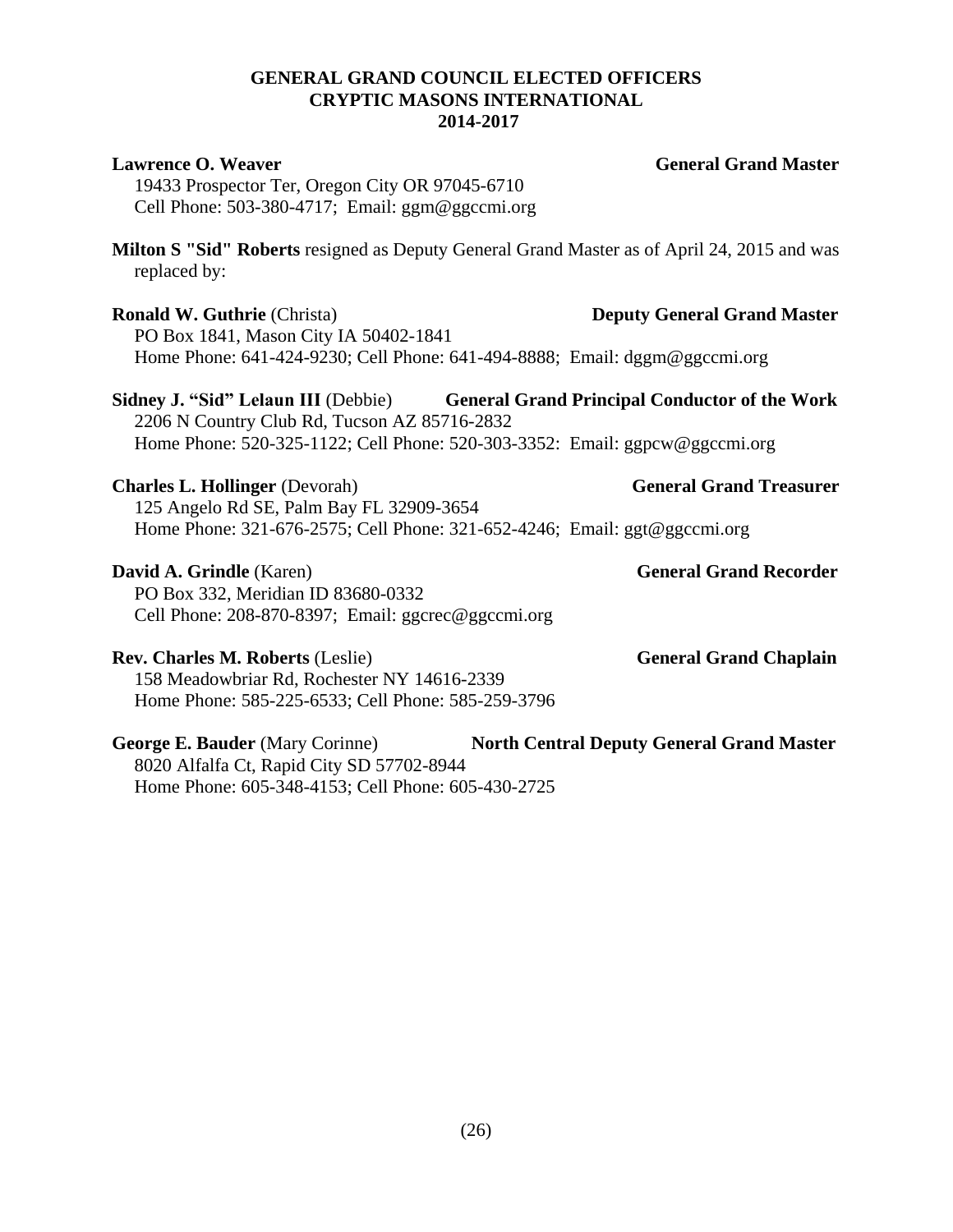# GENERAL GRAND COUNCIL ELECTED OFFICERS
# CRYPTIC MASONS INTERNATIONAL
# 2014-2017

**Lawrence O. Weaver** **General Grand Master**
19433 Prospector Ter, Oregon City OR 97045-6710
Cell Phone: 503-380-4717; Email: ggm@ggccmi.org

**Milton S "Sid" Roberts** resigned as Deputy General Grand Master as of April 24, 2015 and was replaced by:

**Ronald W. Guthrie** (Christa) **Deputy General Grand Master**
PO Box 1841, Mason City IA 50402-1841
Home Phone: 641-424-9230; Cell Phone: 641-494-8888; Email: dggm@ggccmi.org

**Sidney J. "Sid" Lelaun III** (Debbie) **General Grand Principal Conductor of the Work**
2206 N Country Club Rd, Tucson AZ 85716-2832
Home Phone: 520-325-1122; Cell Phone: 520-303-3352: Email: ggpcw@ggccmi.org

**Charles L. Hollinger** (Devorah) **General Grand Treasurer**
125 Angelo Rd SE, Palm Bay FL 32909-3654
Home Phone: 321-676-2575; Cell Phone: 321-652-4246; Email: ggt@ggccmi.org

**David A. Grindle** (Karen) **General Grand Recorder**
PO Box 332, Meridian ID 83680-0332
Cell Phone: 208-870-8397; Email: ggcrec@ggccmi.org

**Rev. Charles M. Roberts** (Leslie) **General Grand Chaplain**
158 Meadowbriar Rd, Rochester NY 14616-2339
Home Phone: 585-225-6533; Cell Phone: 585-259-3796

**George E. Bauder** (Mary Corinne) **North Central Deputy General Grand Master**
8020 Alfalfa Ct, Rapid City SD 57702-8944
Home Phone: 605-348-4153; Cell Phone: 605-430-2725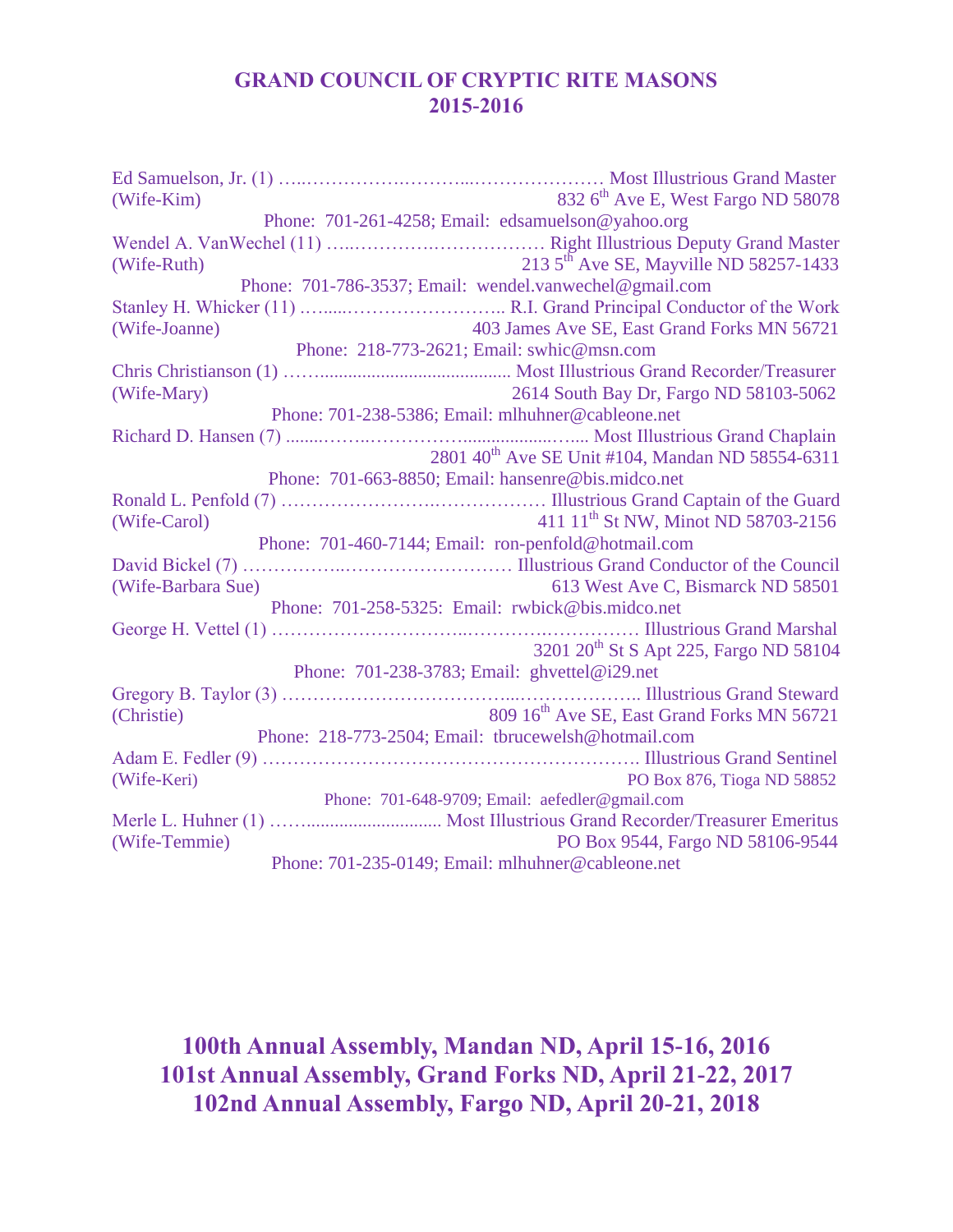# GRAND COUNCIL OF CRYPTIC RITE MASONS
# 2015-2016

Ed Samuelson, Jr. (1) …..……………..………...………………… Most Illustrious Grand Master
(Wife-Kim) 832 6th Ave E, West Fargo ND 58078
Phone: 701-261-4258; Email: edsamuelson@yahoo.org

Wendel A. VanWechel (11) …..…………..……………… Right Illustrious Deputy Grand Master
(Wife-Ruth) 213 5th Ave SE, Mayville ND 58257-1433
Phone: 701-786-3537; Email: wendel.vanwechel@gmail.com

Stanley H. Whicker (11) ….....…………………….. R.I. Grand Principal Conductor of the Work
(Wife-Joanne) 403 James Ave SE, East Grand Forks MN 56721
Phone: 218-773-2621; Email: swhic@msn.com

Chris Christianson (1) ……........................................ Most Illustrious Grand Recorder/Treasurer
(Wife-Mary) 2614 South Bay Dr, Fargo ND 58103-5062
Phone: 701-238-5386; Email: mlhuhner@cableone.net

Richard D. Hansen (7) ........……..……………..................…..... Most Illustrious Grand Chaplain
2801 40th Ave SE Unit #104, Mandan ND 58554-6311
Phone: 701-663-8850; Email: hansenre@bis.midco.net

Ronald L. Penfold (7) …………………….……………… Illustrious Grand Captain of the Guard
(Wife-Carol) 411 11th St NW, Minot ND 58703-2156
Phone: 701-460-7144; Email: ron-penfold@hotmail.com

David Bickel (7) ……………..……………………… Illustrious Grand Conductor of the Council
(Wife-Barbara Sue) 613 West Ave C, Bismarck ND 58501
Phone: 701-258-5325: Email: rwbick@bis.midco.net

George H. Vettel (1) …………………………...………….…………… Illustrious Grand Marshal
3201 20th St S Apt 225, Fargo ND 58104
Phone: 701-238-3783; Email: ghvettel@i29.net

Gregory B. Taylor (3) ……………………………....……………….. Illustrious Grand Steward
(Christie) 809 16th Ave SE, East Grand Forks MN 56721
Phone: 218-773-2504; Email: tbrucewelsh@hotmail.com

Adam E. Fedler (9) ……………………………………………………. Illustrious Grand Sentinel
(Wife-Keri) PO Box 876, Tioga ND 58852
Phone: 701-648-9709; Email: aefedler@gmail.com

Merle L. Huhner (1) ……............................ Most Illustrious Grand Recorder/Treasurer Emeritus
(Wife-Temmie) PO Box 9544, Fargo ND 58106-9544
Phone: 701-235-0149; Email: mlhuhner@cableone.net

**100th Annual Assembly, Mandan ND, April 15-16, 2016**
**101st Annual Assembly, Grand Forks ND, April 21-22, 2017**
**102nd Annual Assembly, Fargo ND, April 20-21, 2018**